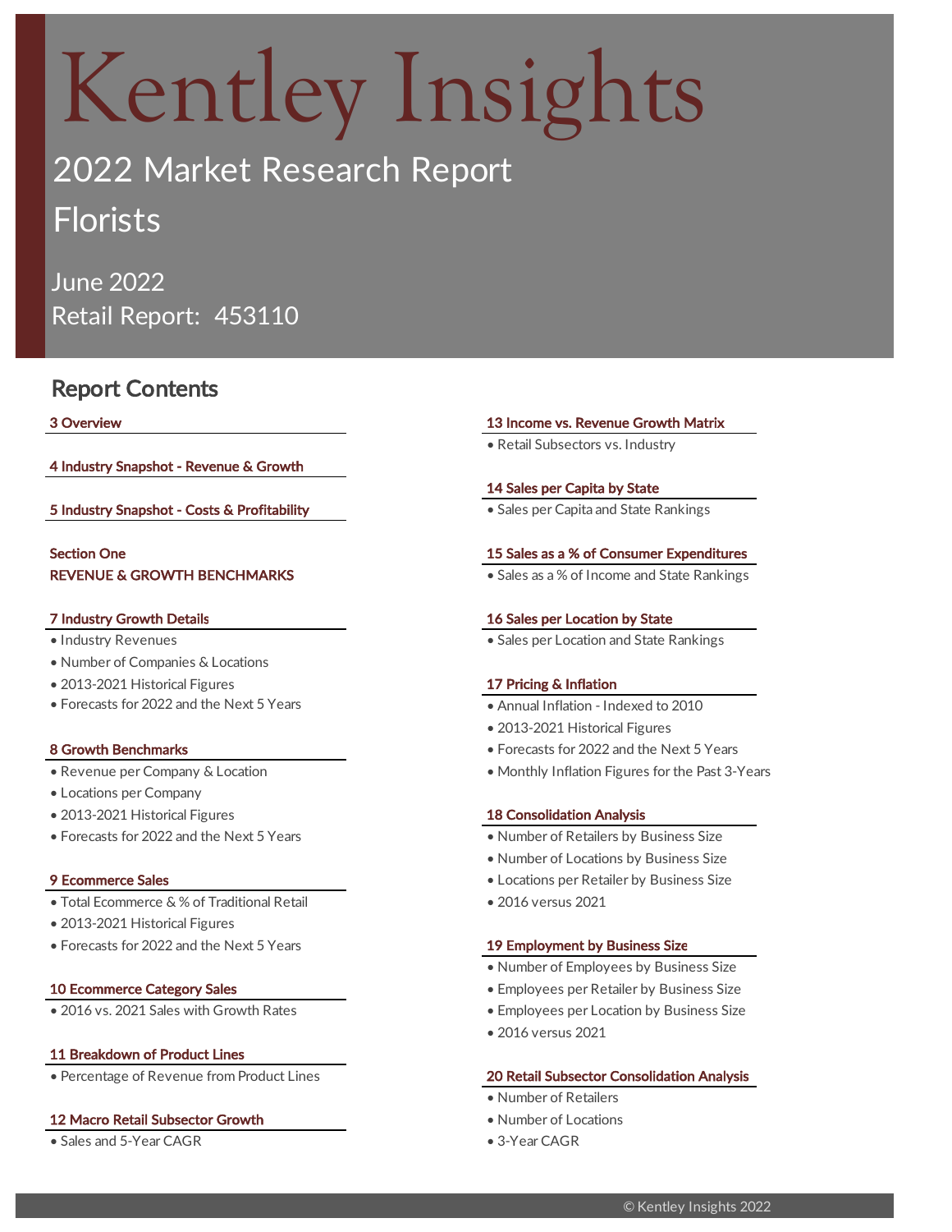# Kentley Insights

## 2022 Market Research Report

## Florists

June 2022

Retail Report: 453110

## Report Contents

**3 Overview**

**4 Industry Snapshot - Revenue & Growth**

**5 Industry Snapshot - Costs & Profitability**

**Section One**
**REVENUE & GROWTH BENCHMARKS**

**7 Industry Growth Details**
- Industry Revenues
- Number of Companies & Locations
- 2013-2021 Historical Figures
- Forecasts for 2022 and the Next 5 Years

**8 Growth Benchmarks**
- Revenue per Company & Location
- Locations per Company
- 2013-2021 Historical Figures
- Forecasts for 2022 and the Next 5 Years

**9 Ecommerce Sales**
- Total Ecommerce & % of Traditional Retail
- 2013-2021 Historical Figures
- Forecasts for 2022 and the Next 5 Years

**10 Ecommerce Category Sales**
- 2016 vs. 2021 Sales with Growth Rates

**11 Breakdown of Product Lines**
- Percentage of Revenue from Product Lines

**12 Macro Retail Subsector Growth**
- Sales and 5-Year CAGR

**13 Income vs. Revenue Growth Matrix**
- Retail Subsectors vs. Industry

**14 Sales per Capita by State**
- Sales per Capita and State Rankings

**15 Sales as a % of Consumer Expenditures**
- Sales as a % of Income and State Rankings

**16 Sales per Location by State**
- Sales per Location and State Rankings

**17 Pricing & Inflation**
- Annual Inflation - Indexed to 2010
- 2013-2021 Historical Figures
- Forecasts for 2022 and the Next 5 Years
- Monthly Inflation Figures for the Past 3-Years

**18 Consolidation Analysis**
- Number of Retailers by Business Size
- Number of Locations by Business Size
- Locations per Retailer by Business Size
- 2016 versus 2021

**19 Employment by Business Size**
- Number of Employees by Business Size
- Employees per Retailer by Business Size
- Employees per Location by Business Size
- 2016 versus 2021

**20 Retail Subsector Consolidation Analysis**
- Number of Retailers
- Number of Locations
- 3-Year CAGR

© Kentley Insights 2022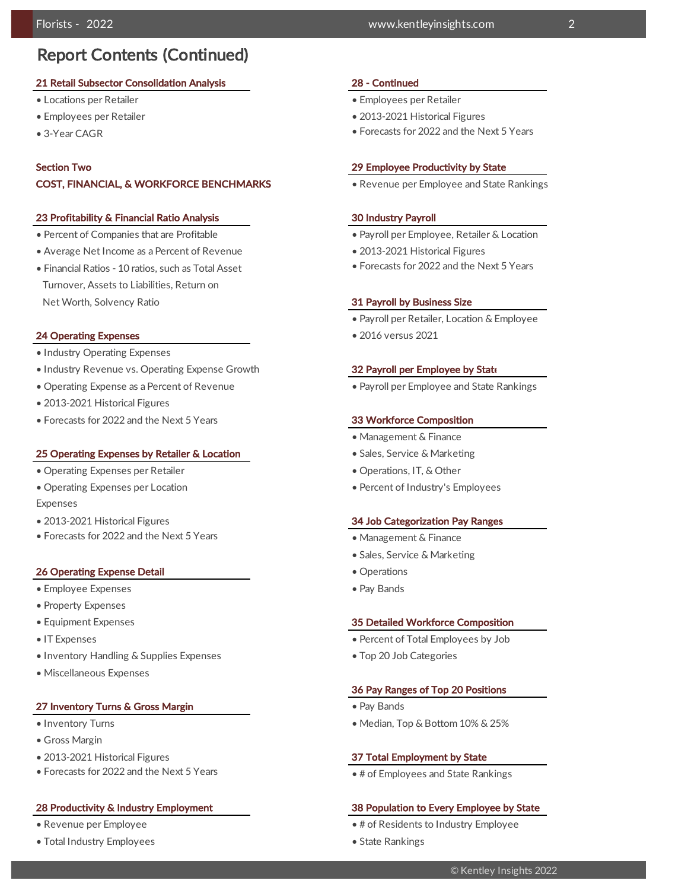## Report Contents (Continued)

### 21 Retail Subsector Consolidation Analysis

- Locations per Retailer
- Employees per Retailer
- 3-Year CAGR

### Section Two
### COST, FINANCIAL, & WORKFORCE BENCHMARKS

### 23 Profitability & Financial Ratio Analysis

- Percent of Companies that are Profitable
- Average Net Income as a Percent of Revenue
- Financial Ratios - 10 ratios, such as Total Asset Turnover, Assets to Liabilities, Return on Net Worth, Solvency Ratio

### 24 Operating Expenses

- Industry Operating Expenses
- Industry Revenue vs. Operating Expense Growth
- Operating Expense as a Percent of Revenue
- 2013-2021 Historical Figures
- Forecasts for 2022 and the Next 5 Years

### 25 Operating Expenses by Retailer & Location

- Operating Expenses per Retailer
- Operating Expenses per Location

Expenses

- 2013-2021 Historical Figures
- Forecasts for 2022 and the Next 5 Years

### 26 Operating Expense Detail

- Employee Expenses
- Property Expenses
- Equipment Expenses
- IT Expenses
- Inventory Handling & Supplies Expenses
- Miscellaneous Expenses

### 27 Inventory Turns & Gross Margin

- Inventory Turns
- Gross Margin
- 2013-2021 Historical Figures
- Forecasts for 2022 and the Next 5 Years

### 28 Productivity & Industry Employment

- Revenue per Employee
- Total Industry Employees

### 28 - Continued

- Employees per Retailer
- 2013-2021 Historical Figures
- Forecasts for 2022 and the Next 5 Years

### 29 Employee Productivity by State

- Revenue per Employee and State Rankings

### 30 Industry Payroll

- Payroll per Employee, Retailer & Location
- 2013-2021 Historical Figures
- Forecasts for 2022 and the Next 5 Years

### 31 Payroll by Business Size

- Payroll per Retailer, Location & Employee
- 2016 versus 2021

### 32 Payroll per Employee by State

- Payroll per Employee and State Rankings

### 33 Workforce Composition

- Management & Finance
- Sales, Service & Marketing
- Operations, IT, & Other
- Percent of Industry's Employees

### 34 Job Categorization Pay Ranges

- Management & Finance
- Sales, Service & Marketing
- Operations
- Pay Bands

### 35 Detailed Workforce Composition

- Percent of Total Employees by Job
- Top 20 Job Categories

### 36 Pay Ranges of Top 20 Positions

- Pay Bands
- Median, Top & Bottom 10% & 25%

### 37 Total Employment by State

- # of Employees and State Rankings

### 38 Population to Every Employee by State

- # of Residents to Industry Employee
- State Rankings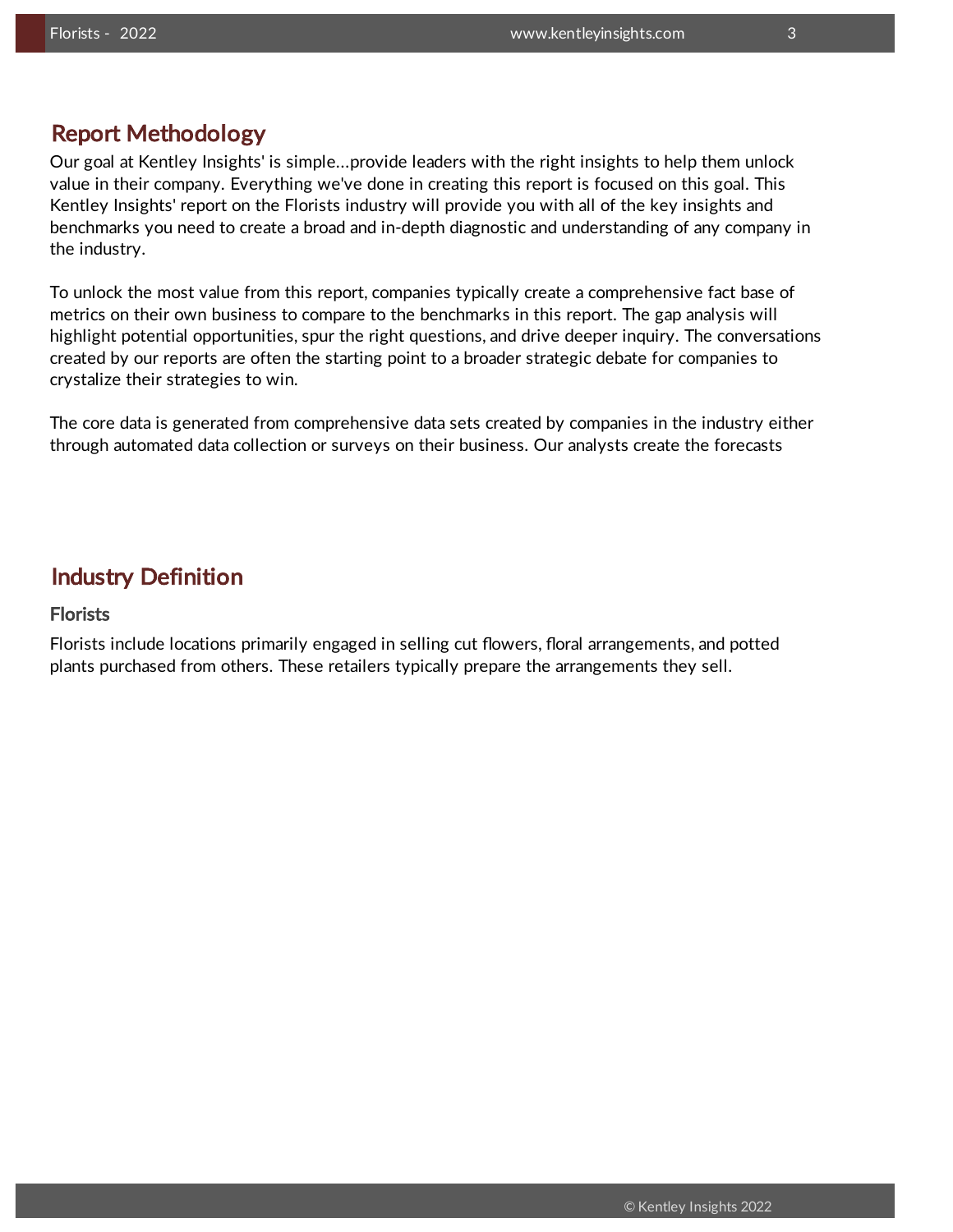## Report Methodology

Our goal at Kentley Insights' is simple...provide leaders with the right insights to help them unlock value in their company. Everything we've done in creating this report is focused on this goal. This Kentley Insights' report on the Florists industry will provide you with all of the key insights and benchmarks you need to create a broad and in-depth diagnostic and understanding of any company in the industry.

To unlock the most value from this report, companies typically create a comprehensive fact base of metrics on their own business to compare to the benchmarks in this report. The gap analysis will highlight potential opportunities, spur the right questions, and drive deeper inquiry. The conversations created by our reports are often the starting point to a broader strategic debate for companies to crystalize their strategies to win.

The core data is generated from comprehensive data sets created by companies in the industry either through automated data collection or surveys on their business. Our analysts create the forecasts

## Industry Definition

### Florists

Florists include locations primarily engaged in selling cut flowers, floral arrangements, and potted plants purchased from others. These retailers typically prepare the arrangements they sell.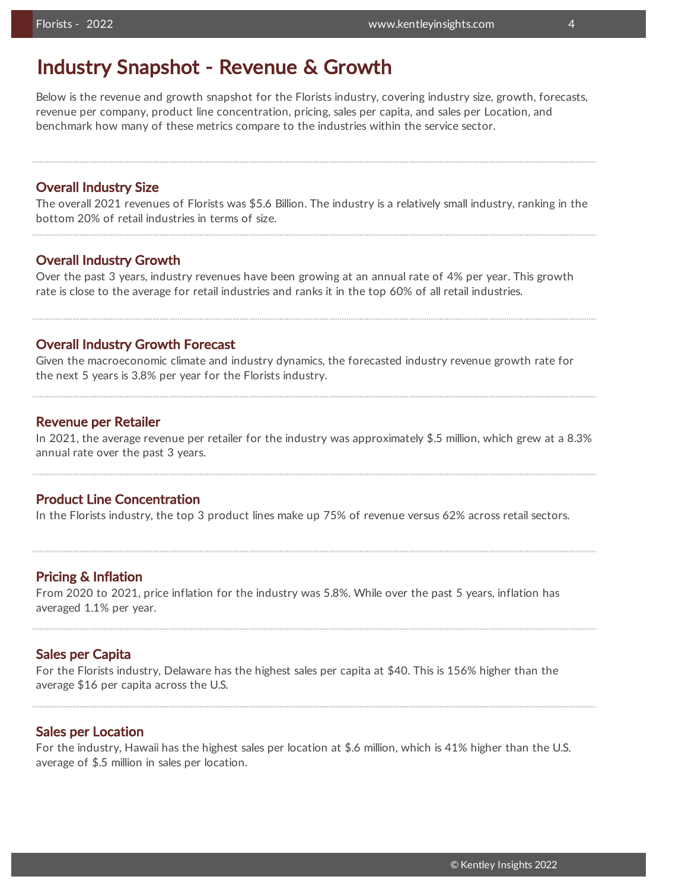# Industry Snapshot - Revenue & Growth

Below is the revenue and growth snapshot for the Florists industry, covering industry size, growth, forecasts, revenue per company, product line concentration, pricing, sales per capita, and sales per Location, and benchmark how many of these metrics compare to the industries within the service sector.

## Overall Industry Size

The overall 2021 revenues of Florists was $5.6 Billion. The industry is a relatively small industry, ranking in the bottom 20% of retail industries in terms of size.

## Overall Industry Growth

Over the past 3 years, industry revenues have been growing at an annual rate of 4% per year. This growth rate is close to the average for retail industries and ranks it in the top 60% of all retail industries.

## Overall Industry Growth Forecast

Given the macroeconomic climate and industry dynamics, the forecasted industry revenue growth rate for the next 5 years is 3.8% per year for the Florists industry.

## Revenue per Retailer

In 2021, the average revenue per retailer for the industry was approximately $.5 million, which grew at a 8.3% annual rate over the past 3 years.

## Product Line Concentration

In the Florists industry, the top 3 product lines make up 75% of revenue versus 62% across retail sectors.

## Pricing & Inflation

From 2020 to 2021, price inflation for the industry was 5.8%. While over the past 5 years, inflation has averaged 1.1% per year.

## Sales per Capita

For the Florists industry, Delaware has the highest sales per capita at $40. This is 156% higher than the average $16 per capita across the U.S.

## Sales per Location

For the industry, Hawaii has the highest sales per location at $.6 million, which is 41% higher than the U.S. average of $.5 million in sales per location.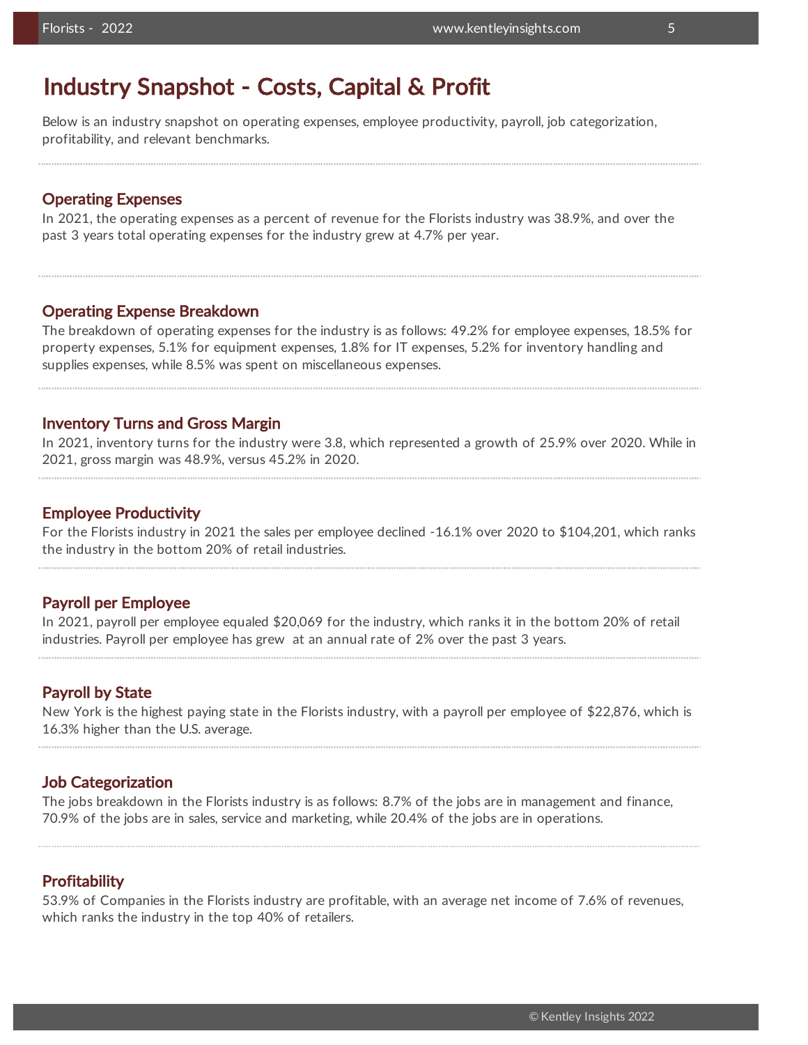# Industry Snapshot - Costs, Capital & Profit

Below is an industry snapshot on operating expenses, employee productivity, payroll, job categorization, profitability, and relevant benchmarks.

## Operating Expenses

In 2021, the operating expenses as a percent of revenue for the Florists industry was 38.9%, and over the past 3 years total operating expenses for the industry grew at 4.7% per year.

## Operating Expense Breakdown

The breakdown of operating expenses for the industry is as follows: 49.2% for employee expenses, 18.5% for property expenses, 5.1% for equipment expenses, 1.8% for IT expenses, 5.2% for inventory handling and supplies expenses, while 8.5% was spent on miscellaneous expenses.

## Inventory Turns and Gross Margin

In 2021, inventory turns for the industry were 3.8, which represented a growth of 25.9% over 2020. While in 2021, gross margin was 48.9%, versus 45.2% in 2020.

## Employee Productivity

For the Florists industry in 2021 the sales per employee declined -16.1% over 2020 to $104,201, which ranks the industry in the bottom 20% of retail industries.

## Payroll per Employee

In 2021, payroll per employee equaled $20,069 for the industry, which ranks it in the bottom 20% of retail industries. Payroll per employee has grew at an annual rate of 2% over the past 3 years.

## Payroll by State

New York is the highest paying state in the Florists industry, with a payroll per employee of $22,876, which is 16.3% higher than the U.S. average.

## Job Categorization

The jobs breakdown in the Florists industry is as follows: 8.7% of the jobs are in management and finance, 70.9% of the jobs are in sales, service and marketing, while 20.4% of the jobs are in operations.

## Profitability

53.9% of Companies in the Florists industry are profitable, with an average net income of 7.6% of revenues, which ranks the industry in the top 40% of retailers.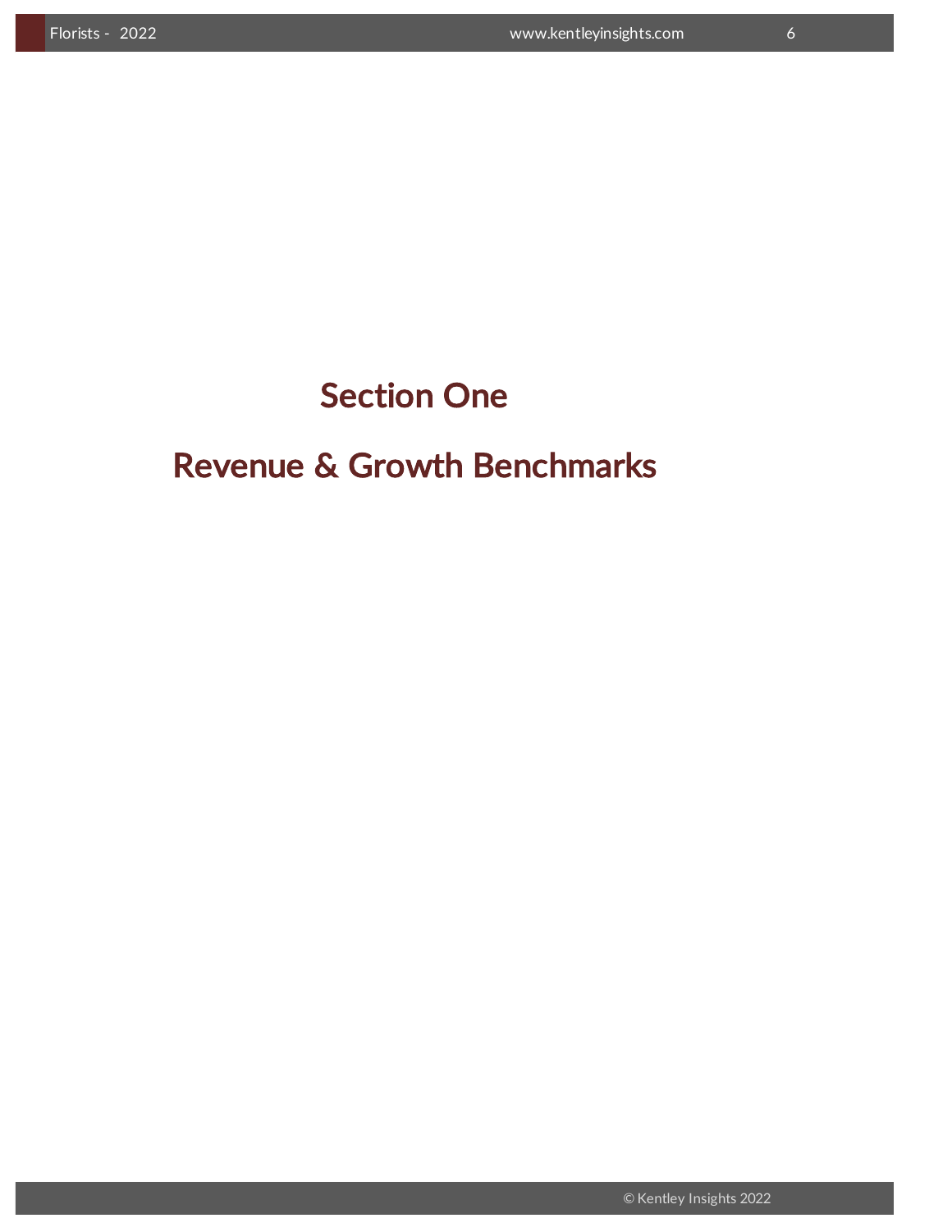# Section One

# Revenue & Growth Benchmarks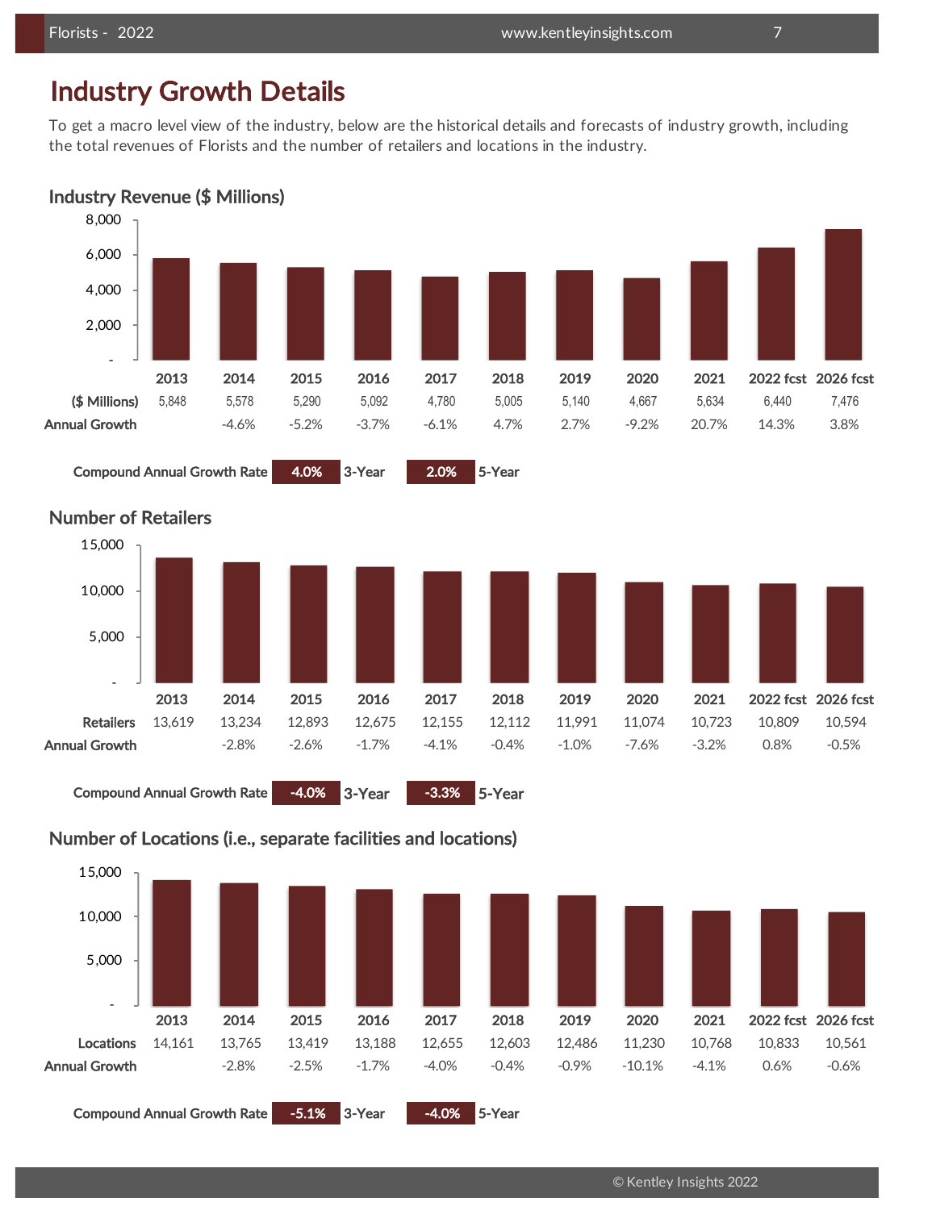# Industry Growth Details

To get a macro level view of the industry, below are the historical details and forecasts of industry growth, including the total revenues of Florists and the number of retailers and locations in the industry.

## Industry Revenue ($ Millions)

| | 2013 | 2014 | 2015 | 2016 | 2017 | 2018 | 2019 | 2020 | 2021 | 2022 fcst | 2026 fcst |
|---|---|---|---|---|---|---|---|---|---|---|---|
| ($ Millions) | 5,848 | 5,578 | 5,290 | 5,092 | 4,780 | 5,005 | 5,140 | 4,667 | 5,634 | 6,440 | 7,476 |
| Annual Growth | | -4.6% | -5.2% | -3.7% | -6.1% | 4.7% | 2.7% | -9.2% | 20.7% | 14.3% | 3.8% |

Compound Annual Growth Rate: 4.0% 3-Year; 2.0% 5-Year

## Number of Retailers

| | 2013 | 2014 | 2015 | 2016 | 2017 | 2018 | 2019 | 2020 | 2021 | 2022 fcst | 2026 fcst |
|---|---|---|---|---|---|---|---|---|---|---|---|
| Retailers | 13,619 | 13,234 | 12,893 | 12,675 | 12,155 | 12,112 | 11,991 | 11,074 | 10,723 | 10,809 | 10,594 |
| Annual Growth | | -2.8% | -2.6% | -1.7% | -4.1% | -0.4% | -1.0% | -7.6% | -3.2% | 0.8% | -0.5% |

Compound Annual Growth Rate: -4.0% 3-Year; -3.3% 5-Year

## Number of Locations (i.e., separate facilities and locations)

| | 2013 | 2014 | 2015 | 2016 | 2017 | 2018 | 2019 | 2020 | 2021 | 2022 fcst | 2026 fcst |
|---|---|---|---|---|---|---|---|---|---|---|---|
| Locations | 14,161 | 13,765 | 13,419 | 13,188 | 12,655 | 12,603 | 12,486 | 11,230 | 10,768 | 10,833 | 10,561 |
| Annual Growth | | -2.8% | -2.5% | -1.7% | -4.0% | -0.4% | -0.9% | -10.1% | -4.1% | 0.6% | -0.6% |

Compound Annual Growth Rate: -5.1% 3-Year; -4.0% 5-Year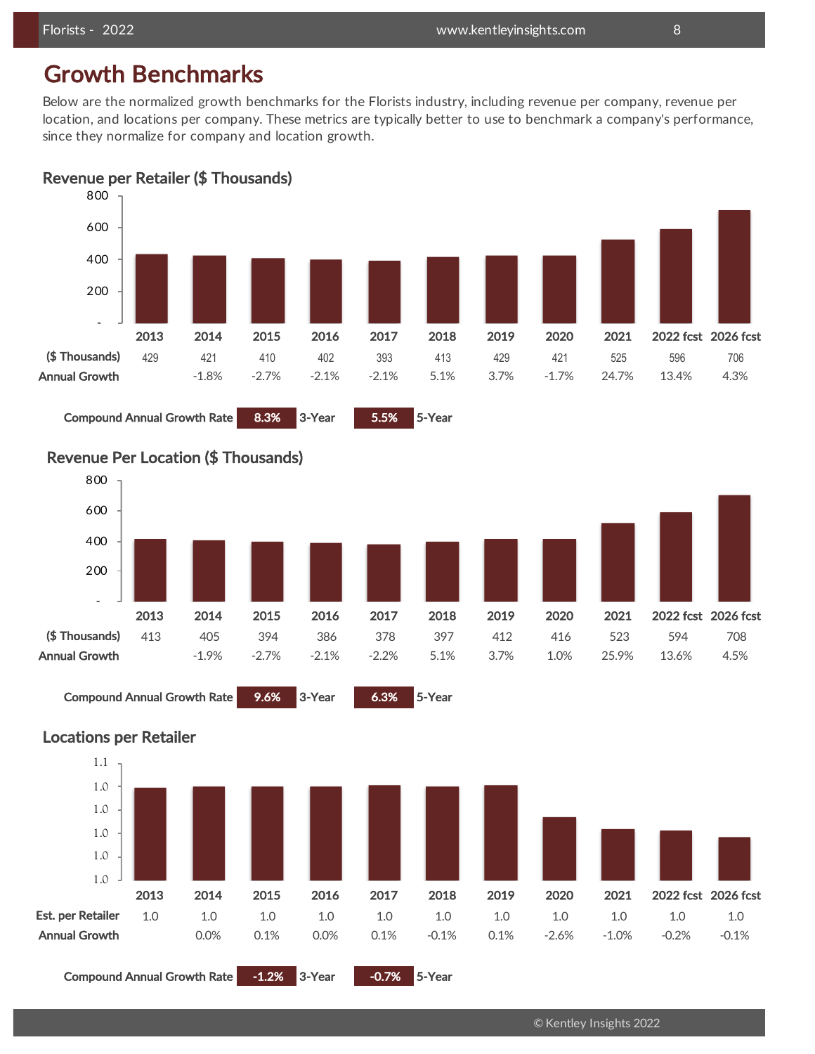## Growth Benchmarks

Below are the normalized growth benchmarks for the Florists industry, including revenue per company, revenue per location, and locations per company. These metrics are typically better to use to benchmark a company's performance, since they normalize for company and location growth.

### Revenue per Retailer ($ Thousands)

| | 2013 | 2014 | 2015 | 2016 | 2017 | 2018 | 2019 | 2020 | 2021 | 2022 fcst | 2026 fcst |
|---|---|---|---|---|---|---|---|---|---|---|---|
| ($ Thousands) | 429 | 421 | 410 | 402 | 393 | 413 | 429 | 421 | 525 | 596 | 706 |
| Annual Growth | | -1.8% | -2.7% | -2.1% | -2.1% | 5.1% | 3.7% | -1.7% | 24.7% | 13.4% | 4.3% |

Compound Annual Growth Rate **8.3%** 3-Year **5.5%** 5-Year

### Revenue Per Location ($ Thousands)

| | 2013 | 2014 | 2015 | 2016 | 2017 | 2018 | 2019 | 2020 | 2021 | 2022 fcst | 2026 fcst |
|---|---|---|---|---|---|---|---|---|---|---|---|
| ($ Thousands) | 413 | 405 | 394 | 386 | 378 | 397 | 412 | 416 | 523 | 594 | 708 |
| Annual Growth | | -1.9% | -2.7% | -2.1% | -2.2% | 5.1% | 3.7% | 1.0% | 25.9% | 13.6% | 4.5% |

Compound Annual Growth Rate **9.6%** 3-Year **6.3%** 5-Year

### Locations per Retailer

| | 2013 | 2014 | 2015 | 2016 | 2017 | 2018 | 2019 | 2020 | 2021 | 2022 fcst | 2026 fcst |
|---|---|---|---|---|---|---|---|---|---|---|---|
| Est. per Retailer | 1.0 | 1.0 | 1.0 | 1.0 | 1.0 | 1.0 | 1.0 | 1.0 | 1.0 | 1.0 | 1.0 |
| Annual Growth | | 0.0% | 0.1% | 0.0% | 0.1% | -0.1% | 0.1% | -2.6% | -1.0% | -0.2% | -0.1% |

Compound Annual Growth Rate **-1.2%** 3-Year **-0.7%** 5-Year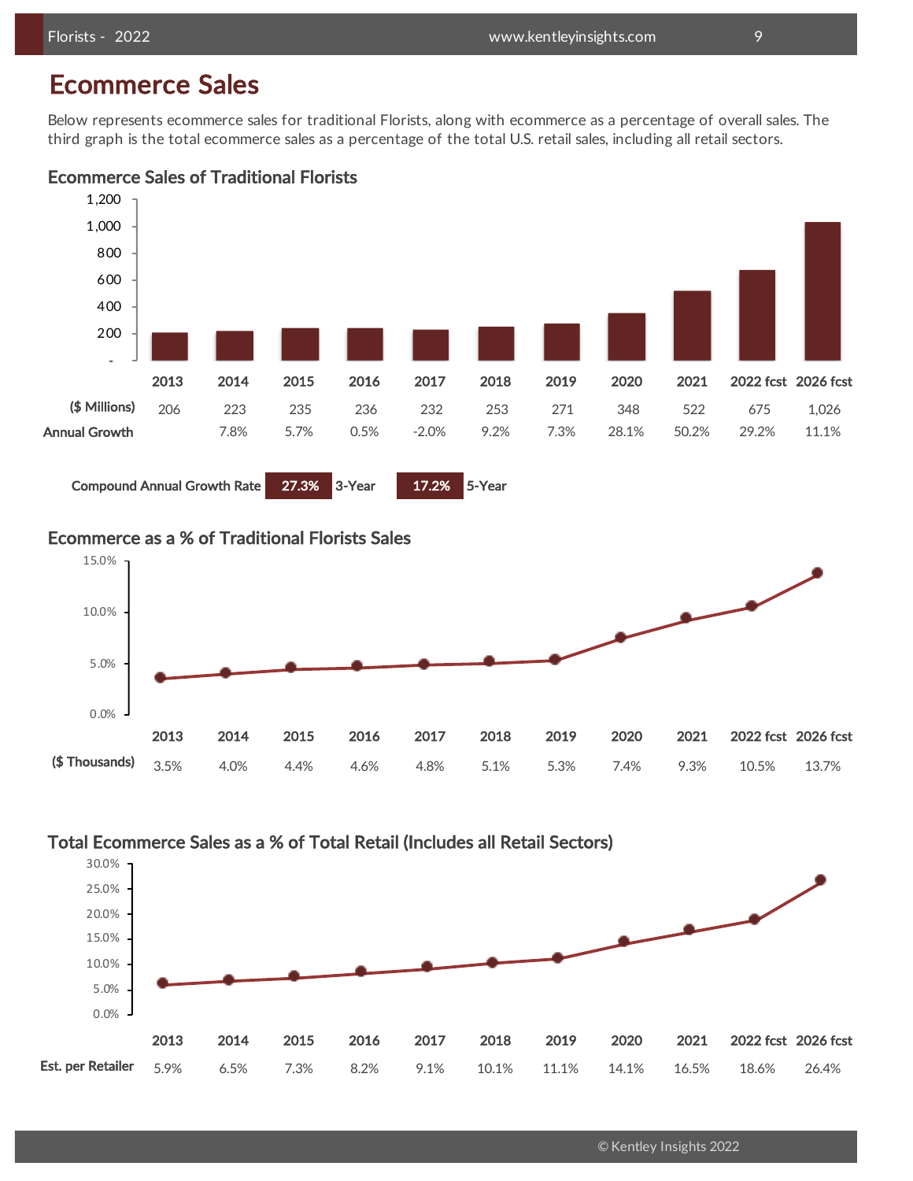# Ecommerce Sales

Below represents ecommerce sales for traditional Florists, along with ecommerce as a percentage of overall sales. The third graph is the total ecommerce sales as a percentage of the total U.S. retail sales, including all retail sectors.

## Ecommerce Sales of Traditional Florists

| | 2013 | 2014 | 2015 | 2016 | 2017 | 2018 | 2019 | 2020 | 2021 | 2022 fcst | 2026 fcst |
|---|---|---|---|---|---|---|---|---|---|---|---|
| ($ Millions) | 206 | 223 | 235 | 236 | 232 | 253 | 271 | 348 | 522 | 675 | 1,026 |
| Annual Growth | | 7.8% | 5.7% | 0.5% | -2.0% | 9.2% | 7.3% | 28.1% | 50.2% | 29.2% | 11.1% |

Compound Annual Growth Rate **27.3%** 3-Year **17.2%** 5-Year

## Ecommerce as a % of Traditional Florists Sales

| | 2013 | 2014 | 2015 | 2016 | 2017 | 2018 | 2019 | 2020 | 2021 | 2022 fcst | 2026 fcst |
|---|---|---|---|---|---|---|---|---|---|---|---|
| ($ Thousands) | 3.5% | 4.0% | 4.4% | 4.6% | 4.8% | 5.1% | 5.3% | 7.4% | 9.3% | 10.5% | 13.7% |

## Total Ecommerce Sales as a % of Total Retail (Includes all Retail Sectors)

| | 2013 | 2014 | 2015 | 2016 | 2017 | 2018 | 2019 | 2020 | 2021 | 2022 fcst | 2026 fcst |
|---|---|---|---|---|---|---|---|---|---|---|---|
| Est. per Retailer | 5.9% | 6.5% | 7.3% | 8.2% | 9.1% | 10.1% | 11.1% | 14.1% | 16.5% | 18.6% | 26.4% |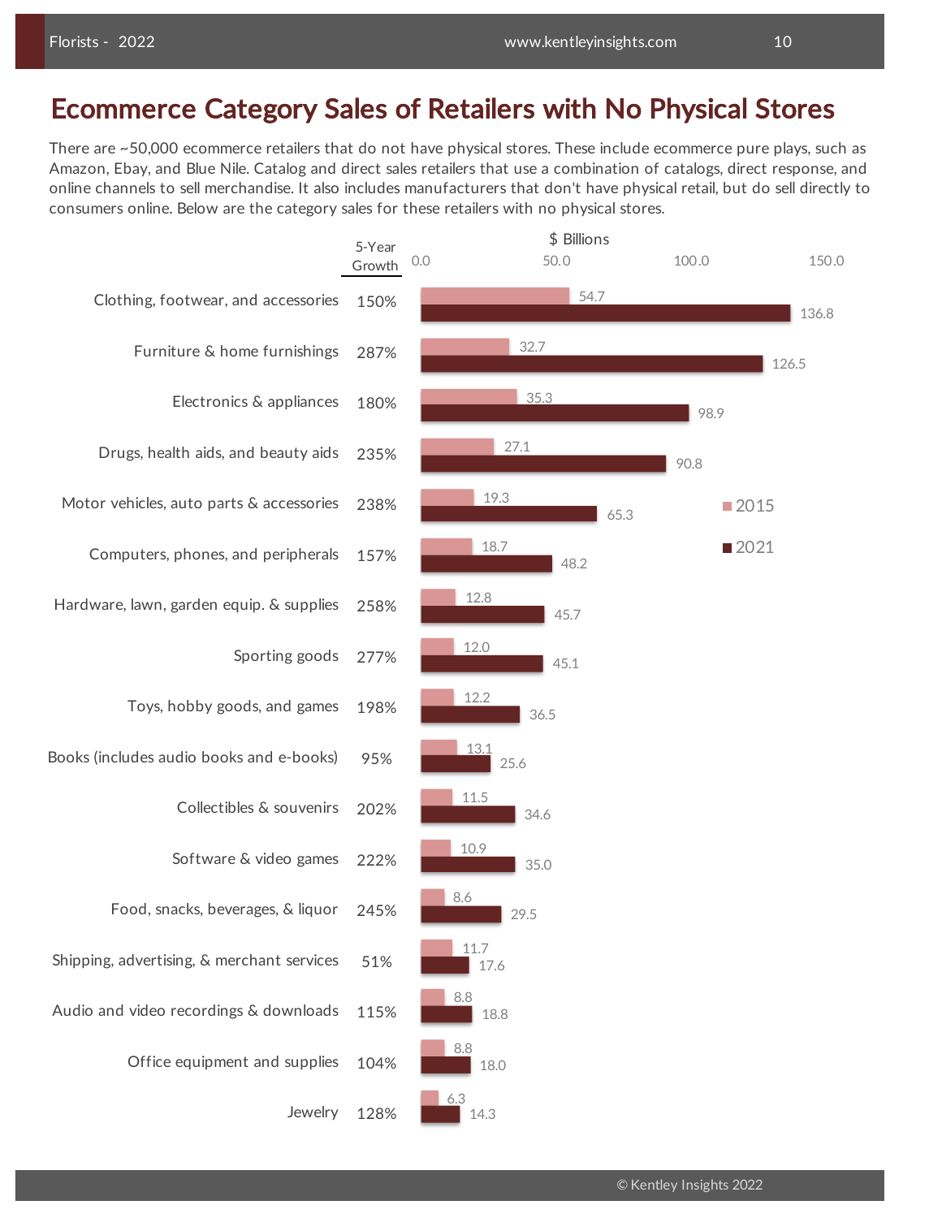# Ecommerce Category Sales of Retailers with No Physical Stores

There are ~50,000 ecommerce retailers that do not have physical stores. These include ecommerce pure plays, such as Amazon, Ebay, and Blue Nile. Catalog and direct sales retailers that use a combination of catalogs, direct response, and online channels to sell merchandise. It also includes manufacturers that don't have physical retail, but do sell directly to consumers online. Below are the category sales for these retailers with no physical stores.

| Category | 5-Year Growth | 2015 ($ Billions) | 2021 ($ Billions) |
|---|---|---|---|
| Clothing, footwear, and accessories | 150% | 54.7 | 136.8 |
| Furniture & home furnishings | 287% | 32.7 | 126.5 |
| Electronics & appliances | 180% | 35.3 | 98.9 |
| Drugs, health aids, and beauty aids | 235% | 27.1 | 90.8 |
| Motor vehicles, auto parts & accessories | 238% | 19.3 | 65.3 |
| Computers, phones, and peripherals | 157% | 18.7 | 48.2 |
| Hardware, lawn, garden equip. & supplies | 258% | 12.8 | 45.7 |
| Sporting goods | 277% | 12.0 | 45.1 |
| Toys, hobby goods, and games | 198% | 12.2 | 36.5 |
| Books (includes audio books and e-books) | 95% | 13.1 | 25.6 |
| Collectibles & souvenirs | 202% | 11.5 | 34.6 |
| Software & video games | 222% | 10.9 | 35.0 |
| Food, snacks, beverages, & liquor | 245% | 8.6 | 29.5 |
| Shipping, advertising, & merchant services | 51% | 11.7 | 17.6 |
| Audio and video recordings & downloads | 115% | 8.8 | 18.8 |
| Office equipment and supplies | 104% | 8.8 | 18.0 |
| Jewelry | 128% | 6.3 | 14.3 |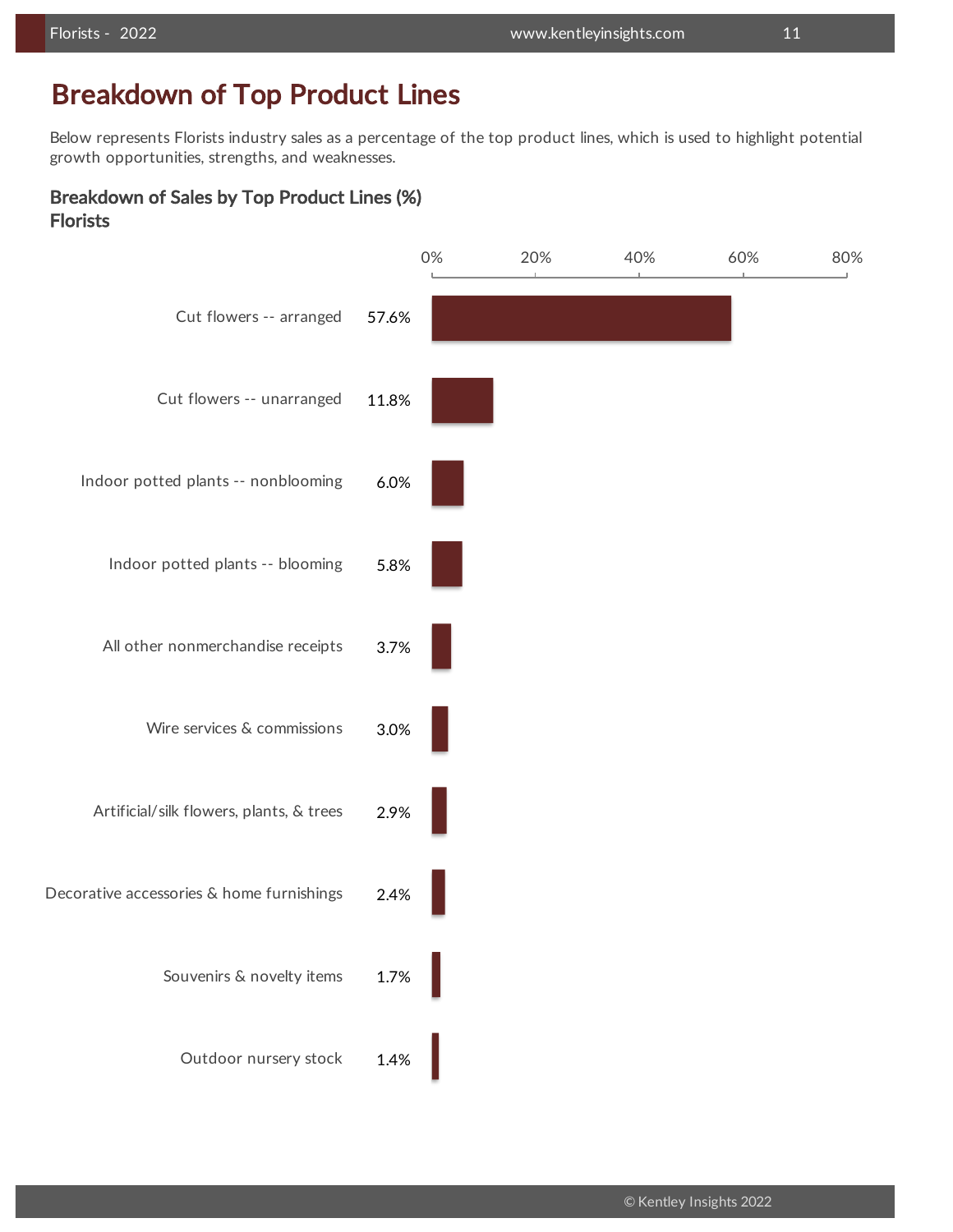# Breakdown of Top Product Lines

Below represents Florists industry sales as a percentage of the top product lines, which is used to highlight potential growth opportunities, strengths, and weaknesses.

### Breakdown of Sales by Top Product Lines (%)
### Florists

| Product Line | % |
|---|---|
| Cut flowers -- arranged | 57.6% |
| Cut flowers -- unarranged | 11.8% |
| Indoor potted plants -- nonblooming | 6.0% |
| Indoor potted plants -- blooming | 5.8% |
| All other nonmerchandise receipts | 3.7% |
| Wire services & commissions | 3.0% |
| Artificial/silk flowers, plants, & trees | 2.9% |
| Decorative accessories & home furnishings | 2.4% |
| Souvenirs & novelty items | 1.7% |
| Outdoor nursery stock | 1.4% |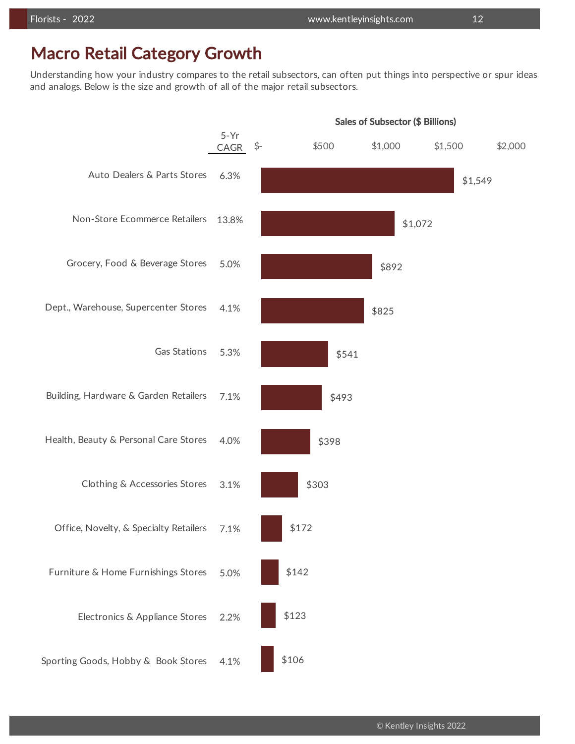# Macro Retail Category Growth

Understanding how your industry compares to the retail subsectors, can often put things into perspective or spur ideas and analogs. Below is the size and growth of all of the major retail subsectors.

| Subsector | 5-Yr CAGR | Sales of Subsector ($ Billions) |
|---|---|---|
| Auto Dealers & Parts Stores | 6.3% | $1,549 |
| Non-Store Ecommerce Retailers | 13.8% | $1,072 |
| Grocery, Food & Beverage Stores | 5.0% | $892 |
| Dept., Warehouse, Supercenter Stores | 4.1% | $825 |
| Gas Stations | 5.3% | $541 |
| Building, Hardware & Garden Retailers | 7.1% | $493 |
| Health, Beauty & Personal Care Stores | 4.0% | $398 |
| Clothing & Accessories Stores | 3.1% | $303 |
| Office, Novelty, & Specialty Retailers | 7.1% | $172 |
| Furniture & Home Furnishings Stores | 5.0% | $142 |
| Electronics & Appliance Stores | 2.2% | $123 |
| Sporting Goods, Hobby & Book Stores | 4.1% | $106 |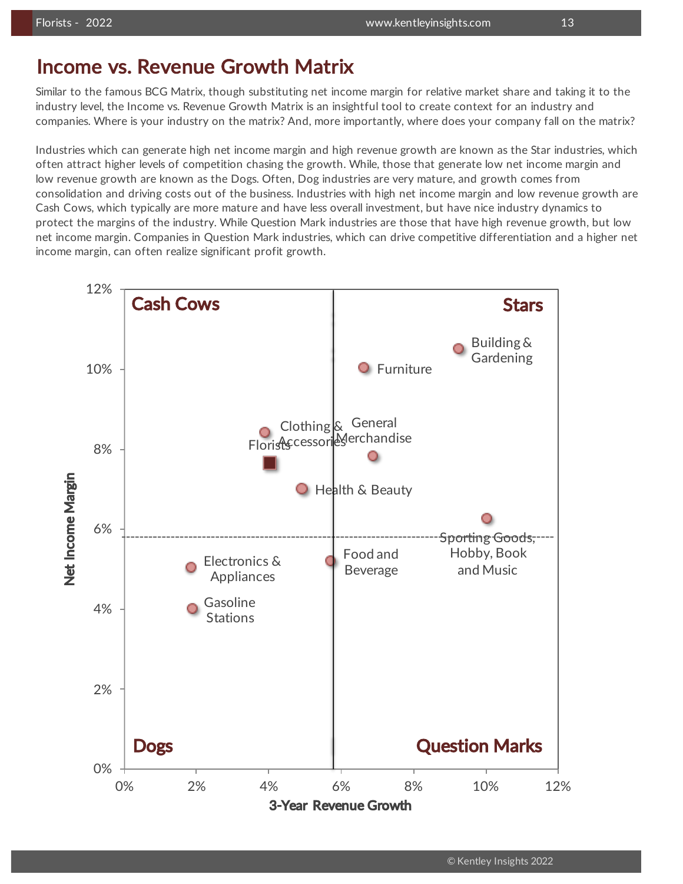# Income vs. Revenue Growth Matrix

Similar to the famous BCG Matrix, though substituting net income margin for relative market share and taking it to the industry level, the Income vs. Revenue Growth Matrix is an insightful tool to create context for an industry and companies. Where is your industry on the matrix? And, more importantly, where does your company fall on the matrix?

Industries which can generate high net income margin and high revenue growth are known as the Star industries, which often attract higher levels of competition chasing the growth. While, those that generate low net income margin and low revenue growth are known as the Dogs. Often, Dog industries are very mature, and growth comes from consolidation and driving costs out of the business. Industries with high net income margin and low revenue growth are Cash Cows, which typically are more mature and have less overall investment, but have nice industry dynamics to protect the margins of the industry. While Question Mark industries are those that have high revenue growth, but low net income margin. Companies in Question Mark industries, which can drive competitive differentiation and a higher net income margin, can often realize significant profit growth.

Cash Cows | Stars | Dogs | Question Marks

Net Income Margin (0%–12%) vs. 3-Year Revenue Growth (0%–12%)

Building & Gardening, Furniture, Clothing & Accessories, General Merchandise, Florists, Health & Beauty, Sporting Goods, Hobby, Book and Music, Electronics & Appliances, Food and Beverage, Gasoline Stations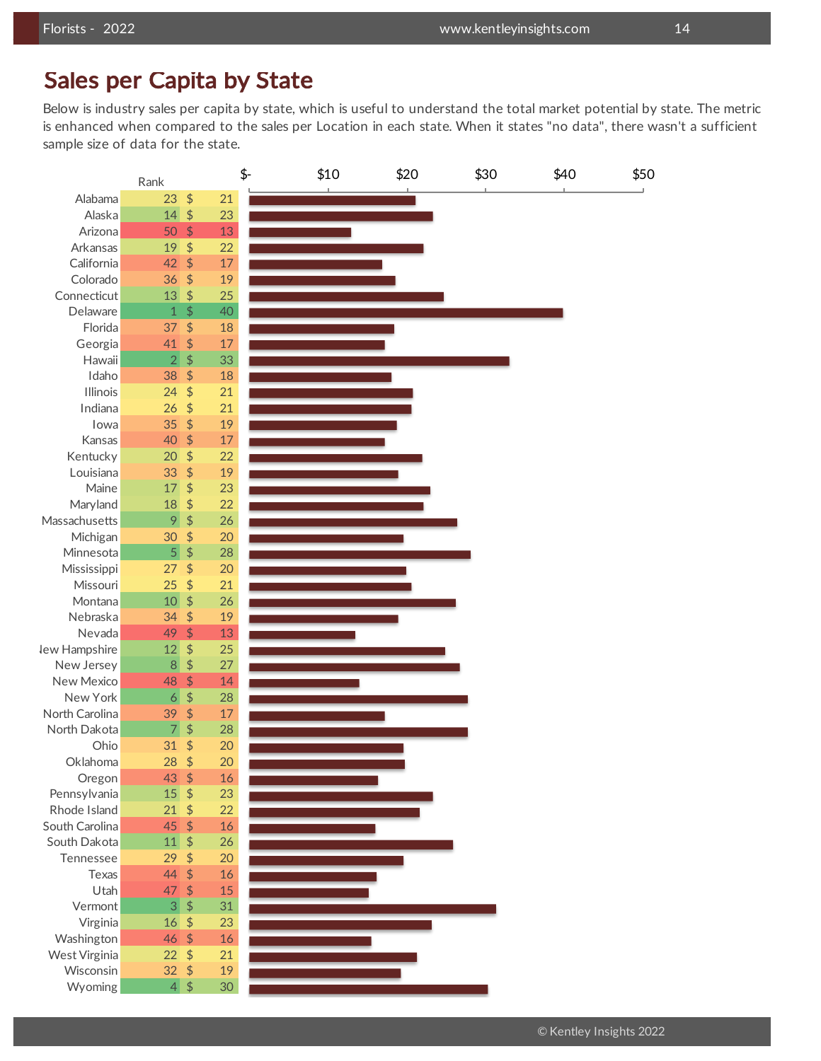## Sales per Capita by State

Below is industry sales per capita by state, which is useful to understand the total market potential by state. The metric is enhanced when compared to the sales per Location in each state. When it states "no data", there wasn't a sufficient sample size of data for the state.

| State | Rank | Sales per Capita |
|---|---|---|
| Alabama | 23 | $ 21 |
| Alaska | 14 | $ 23 |
| Arizona | 50 | $ 13 |
| Arkansas | 19 | $ 22 |
| California | 42 | $ 17 |
| Colorado | 36 | $ 19 |
| Connecticut | 13 | $ 25 |
| Delaware | 1 | $ 40 |
| Florida | 37 | $ 18 |
| Georgia | 41 | $ 17 |
| Hawaii | 2 | $ 33 |
| Idaho | 38 | $ 18 |
| Illinois | 24 | $ 21 |
| Indiana | 26 | $ 21 |
| Iowa | 35 | $ 19 |
| Kansas | 40 | $ 17 |
| Kentucky | 20 | $ 22 |
| Louisiana | 33 | $ 19 |
| Maine | 17 | $ 23 |
| Maryland | 18 | $ 22 |
| Massachusetts | 9 | $ 26 |
| Michigan | 30 | $ 20 |
| Minnesota | 5 | $ 28 |
| Mississippi | 27 | $ 20 |
| Missouri | 25 | $ 21 |
| Montana | 10 | $ 26 |
| Nebraska | 34 | $ 19 |
| Nevada | 49 | $ 13 |
| New Hampshire | 12 | $ 25 |
| New Jersey | 8 | $ 27 |
| New Mexico | 48 | $ 14 |
| New York | 6 | $ 28 |
| North Carolina | 39 | $ 17 |
| North Dakota | 7 | $ 28 |
| Ohio | 31 | $ 20 |
| Oklahoma | 28 | $ 20 |
| Oregon | 43 | $ 16 |
| Pennsylvania | 15 | $ 23 |
| Rhode Island | 21 | $ 22 |
| South Carolina | 45 | $ 16 |
| South Dakota | 11 | $ 26 |
| Tennessee | 29 | $ 20 |
| Texas | 44 | $ 16 |
| Utah | 47 | $ 15 |
| Vermont | 3 | $ 31 |
| Virginia | 16 | $ 23 |
| Washington | 46 | $ 16 |
| West Virginia | 22 | $ 21 |
| Wisconsin | 32 | $ 19 |
| Wyoming | 4 | $ 30 |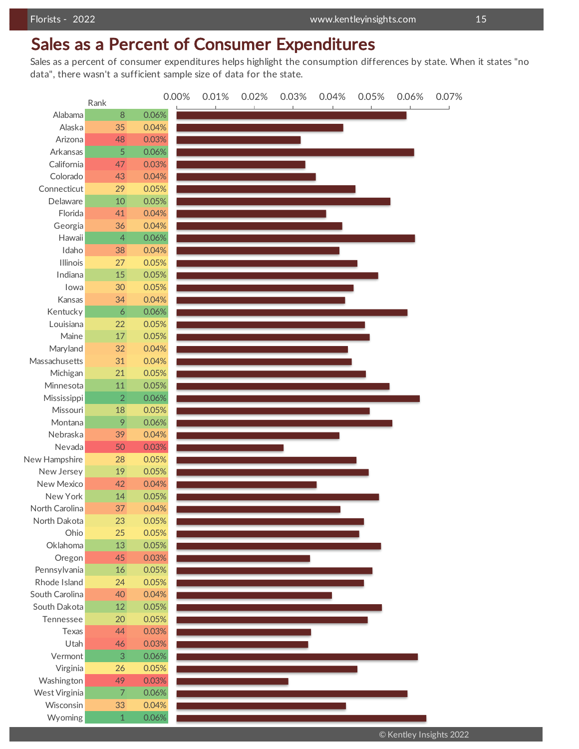# Sales as a Percent of Consumer Expenditures

Sales as a percent of consumer expenditures helps highlight the consumption differences by state. When it states "no data", there wasn't a sufficient sample size of data for the state.

| State | Rank | Sales as % of Consumer Expenditures |
|---|---|---|
| Alabama | 8 | 0.06% |
| Alaska | 35 | 0.04% |
| Arizona | 48 | 0.03% |
| Arkansas | 5 | 0.06% |
| California | 47 | 0.03% |
| Colorado | 43 | 0.04% |
| Connecticut | 29 | 0.05% |
| Delaware | 10 | 0.05% |
| Florida | 41 | 0.04% |
| Georgia | 36 | 0.04% |
| Hawaii | 4 | 0.06% |
| Idaho | 38 | 0.04% |
| Illinois | 27 | 0.05% |
| Indiana | 15 | 0.05% |
| Iowa | 30 | 0.05% |
| Kansas | 34 | 0.04% |
| Kentucky | 6 | 0.06% |
| Louisiana | 22 | 0.05% |
| Maine | 17 | 0.05% |
| Maryland | 32 | 0.04% |
| Massachusetts | 31 | 0.04% |
| Michigan | 21 | 0.05% |
| Minnesota | 11 | 0.05% |
| Mississippi | 2 | 0.06% |
| Missouri | 18 | 0.05% |
| Montana | 9 | 0.06% |
| Nebraska | 39 | 0.04% |
| Nevada | 50 | 0.03% |
| New Hampshire | 28 | 0.05% |
| New Jersey | 19 | 0.05% |
| New Mexico | 42 | 0.04% |
| New York | 14 | 0.05% |
| North Carolina | 37 | 0.04% |
| North Dakota | 23 | 0.05% |
| Ohio | 25 | 0.05% |
| Oklahoma | 13 | 0.05% |
| Oregon | 45 | 0.03% |
| Pennsylvania | 16 | 0.05% |
| Rhode Island | 24 | 0.05% |
| South Carolina | 40 | 0.04% |
| South Dakota | 12 | 0.05% |
| Tennessee | 20 | 0.05% |
| Texas | 44 | 0.03% |
| Utah | 46 | 0.03% |
| Vermont | 3 | 0.06% |
| Virginia | 26 | 0.05% |
| Washington | 49 | 0.03% |
| West Virginia | 7 | 0.06% |
| Wisconsin | 33 | 0.04% |
| Wyoming | 1 | 0.06% |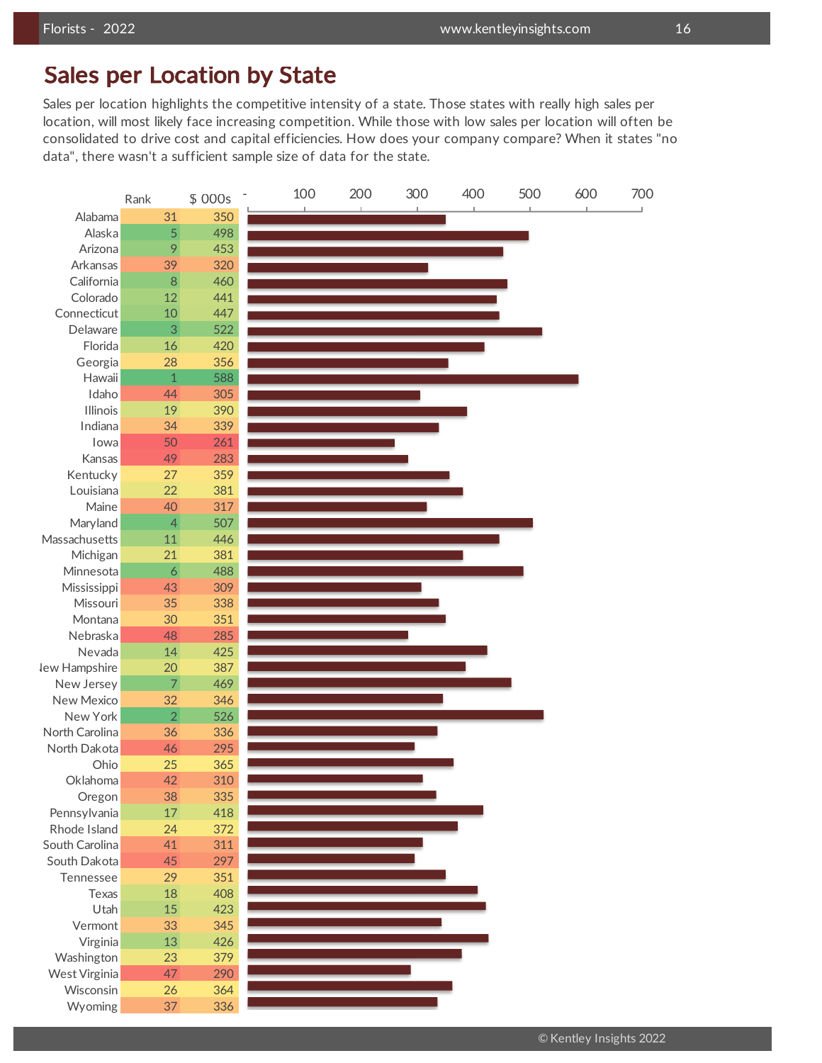## Sales per Location by State

Sales per location highlights the competitive intensity of a state. Those states with really high sales per location, will most likely face increasing competition. While those with low sales per location will often be consolidated to drive cost and capital efficiencies. How does your company compare? When it states "no data", there wasn't a sufficient sample size of data for the state.

| State | Rank | $ 000s |
|---|---|---|
| Alabama | 31 | 350 |
| Alaska | 5 | 498 |
| Arizona | 9 | 453 |
| Arkansas | 39 | 320 |
| California | 8 | 460 |
| Colorado | 12 | 441 |
| Connecticut | 10 | 447 |
| Delaware | 3 | 522 |
| Florida | 16 | 420 |
| Georgia | 28 | 356 |
| Hawaii | 1 | 588 |
| Idaho | 44 | 305 |
| Illinois | 19 | 390 |
| Indiana | 34 | 339 |
| Iowa | 50 | 261 |
| Kansas | 49 | 283 |
| Kentucky | 27 | 359 |
| Louisiana | 22 | 381 |
| Maine | 40 | 317 |
| Maryland | 4 | 507 |
| Massachusetts | 11 | 446 |
| Michigan | 21 | 381 |
| Minnesota | 6 | 488 |
| Mississippi | 43 | 309 |
| Missouri | 35 | 338 |
| Montana | 30 | 351 |
| Nebraska | 48 | 285 |
| Nevada | 14 | 425 |
| New Hampshire | 20 | 387 |
| New Jersey | 7 | 469 |
| New Mexico | 32 | 346 |
| New York | 2 | 526 |
| North Carolina | 36 | 336 |
| North Dakota | 46 | 295 |
| Ohio | 25 | 365 |
| Oklahoma | 42 | 310 |
| Oregon | 38 | 335 |
| Pennsylvania | 17 | 418 |
| Rhode Island | 24 | 372 |
| South Carolina | 41 | 311 |
| South Dakota | 45 | 297 |
| Tennessee | 29 | 351 |
| Texas | 18 | 408 |
| Utah | 15 | 423 |
| Vermont | 33 | 345 |
| Virginia | 13 | 426 |
| Washington | 23 | 379 |
| West Virginia | 47 | 290 |
| Wisconsin | 26 | 364 |
| Wyoming | 37 | 336 |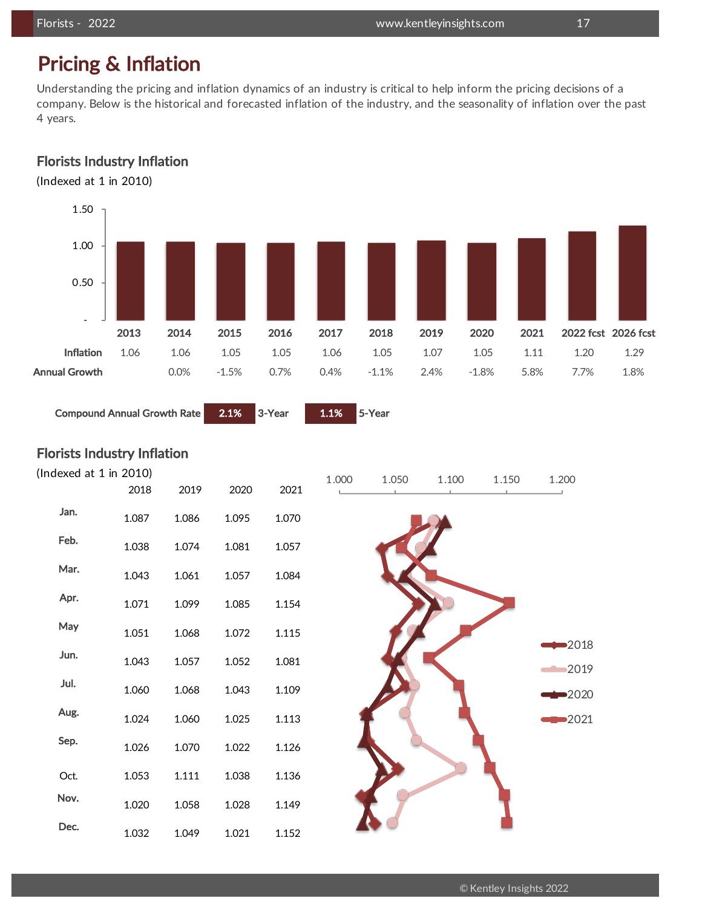# Pricing & Inflation

Understanding the pricing and inflation dynamics of an industry is critical to help inform the pricing decisions of a company. Below is the historical and forecasted inflation of the industry, and the seasonality of inflation over the past 4 years.

### Florists Industry Inflation

(Indexed at 1 in 2010)

| | 2013 | 2014 | 2015 | 2016 | 2017 | 2018 | 2019 | 2020 | 2021 | 2022 fcst | 2026 fcst |
|---|---|---|---|---|---|---|---|---|---|---|---|
| Inflation | 1.06 | 1.06 | 1.05 | 1.05 | 1.06 | 1.05 | 1.07 | 1.05 | 1.11 | 1.20 | 1.29 |
| Annual Growth | | 0.0% | -1.5% | 0.7% | 0.4% | -1.1% | 2.4% | -1.8% | 5.8% | 7.7% | 1.8% |

| Compound Annual Growth Rate | 2.1% | 3-Year | 1.1% | 5-Year |
|---|---|---|---|---|

### Florists Industry Inflation

(Indexed at 1 in 2010)

| | 2018 | 2019 | 2020 | 2021 |
|---|---|---|---|---|
| Jan. | 1.087 | 1.086 | 1.095 | 1.070 |
| Feb. | 1.038 | 1.074 | 1.081 | 1.057 |
| Mar. | 1.043 | 1.061 | 1.057 | 1.084 |
| Apr. | 1.071 | 1.099 | 1.085 | 1.154 |
| May | 1.051 | 1.068 | 1.072 | 1.115 |
| Jun. | 1.043 | 1.057 | 1.052 | 1.081 |
| Jul. | 1.060 | 1.068 | 1.043 | 1.109 |
| Aug. | 1.024 | 1.060 | 1.025 | 1.113 |
| Sep. | 1.026 | 1.070 | 1.022 | 1.126 |
| Oct. | 1.053 | 1.111 | 1.038 | 1.136 |
| Nov. | 1.020 | 1.058 | 1.028 | 1.149 |
| Dec. | 1.032 | 1.049 | 1.021 | 1.152 |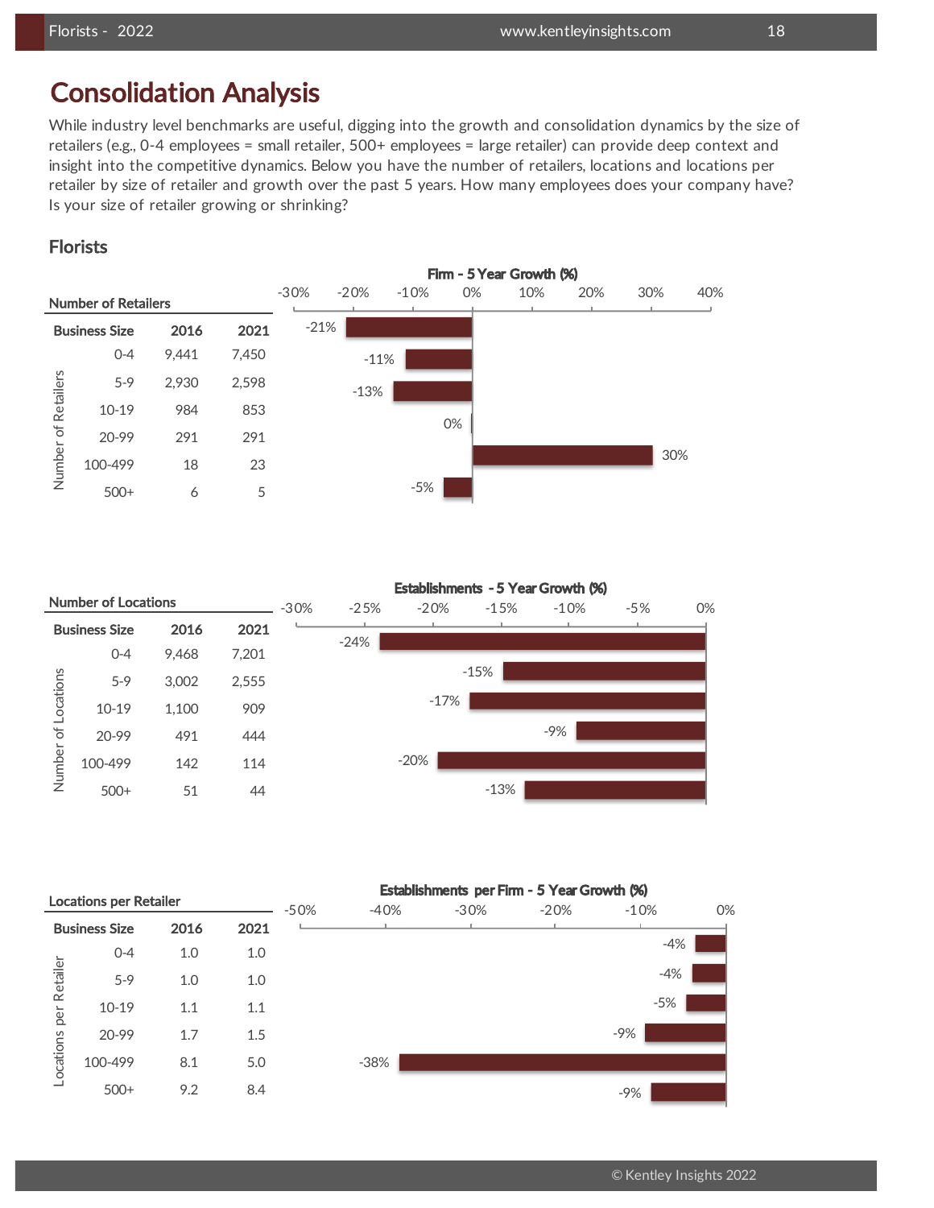# Consolidation Analysis

While industry level benchmarks are useful, digging into the growth and consolidation dynamics by the size of retailers (e.g., 0-4 employees = small retailer, 500+ employees = large retailer) can provide deep context and insight into the competitive dynamics. Below you have the number of retailers, locations and locations per retailer by size of retailer and growth over the past 5 years. How many employees does your company have? Is your size of retailer growing or shrinking?

## Florists

### Number of Retailers

| Business Size | 2016 | 2021 | Firm - 5 Year Growth (%) |
|---|---|---|---|
| 0-4 | 9,441 | 7,450 | -21% |
| 5-9 | 2,930 | 2,598 | -11% |
| 10-19 | 984 | 853 | -13% |
| 20-99 | 291 | 291 | 0% |
| 100-499 | 18 | 23 | 30% |
| 500+ | 6 | 5 | -5% |

### Number of Locations

| Business Size | 2016 | 2021 | Establishments - 5 Year Growth (%) |
|---|---|---|---|
| 0-4 | 9,468 | 7,201 | -24% |
| 5-9 | 3,002 | 2,555 | -15% |
| 10-19 | 1,100 | 909 | -17% |
| 20-99 | 491 | 444 | -9% |
| 100-499 | 142 | 114 | -20% |
| 500+ | 51 | 44 | -13% |

### Locations per Retailer

| Business Size | 2016 | 2021 | Establishments per Firm - 5 Year Growth (%) |
|---|---|---|---|
| 0-4 | 1.0 | 1.0 | -4% |
| 5-9 | 1.0 | 1.0 | -4% |
| 10-19 | 1.1 | 1.1 | -5% |
| 20-99 | 1.7 | 1.5 | -9% |
| 100-499 | 8.1 | 5.0 | -38% |
| 500+ | 9.2 | 8.4 | -9% |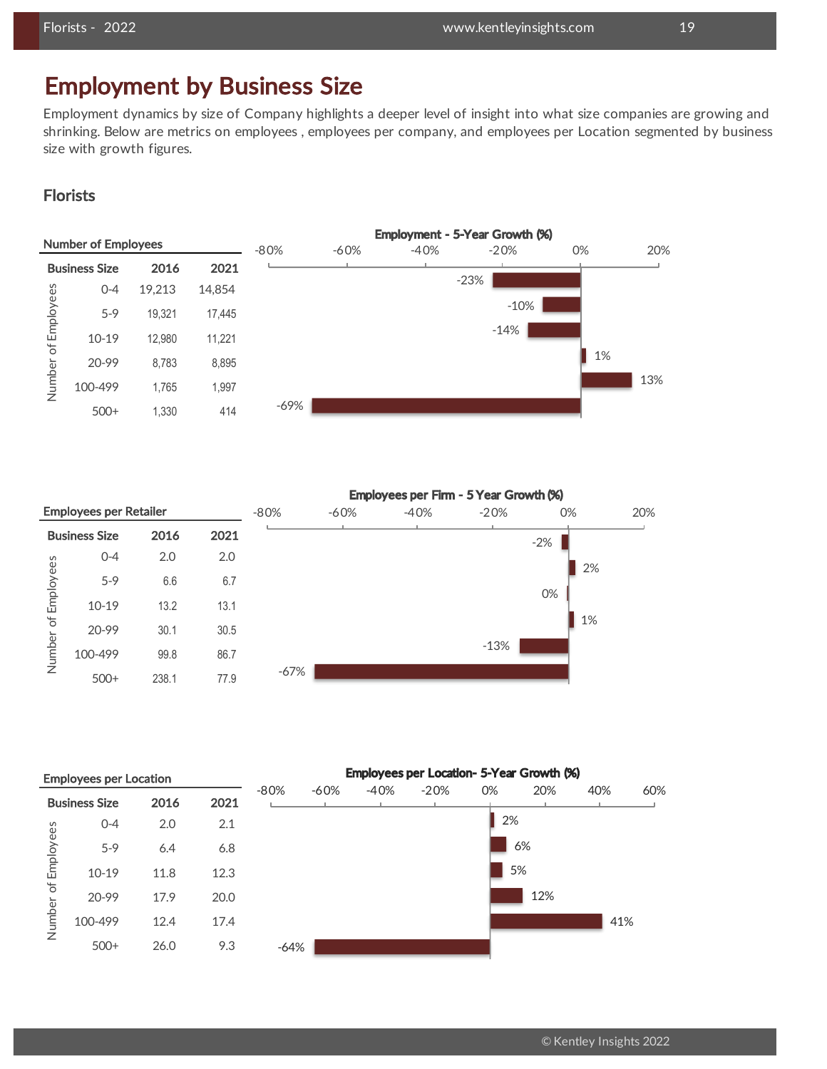# Employment by Business Size

Employment dynamics by size of Company highlights a deeper level of insight into what size companies are growing and shrinking. Below are metrics on employees , employees per company, and employees per Location segmented by business size with growth figures.

## Florists

**Number of Employees**

| Business Size | 2016 | 2021 | Employment - 5-Year Growth (%) |
|---|---|---|---|
| 0-4 | 19,213 | 14,854 | -23% |
| 5-9 | 19,321 | 17,445 | -10% |
| 10-19 | 12,980 | 11,221 | -14% |
| 20-99 | 8,783 | 8,895 | 1% |
| 100-499 | 1,765 | 1,997 | 13% |
| 500+ | 1,330 | 414 | -69% |

**Employees per Retailer**

| Business Size | 2016 | 2021 | Employees per Firm - 5 Year Growth (%) |
|---|---|---|---|
| 0-4 | 2.0 | 2.0 | -2% |
| 5-9 | 6.6 | 6.7 | 2% |
| 10-19 | 13.2 | 13.1 | 0% |
| 20-99 | 30.1 | 30.5 | 1% |
| 100-499 | 99.8 | 86.7 | -13% |
| 500+ | 238.1 | 77.9 | -67% |

**Employees per Location**

| Business Size | 2016 | 2021 | Employees per Location- 5-Year Growth (%) |
|---|---|---|---|
| 0-4 | 2.0 | 2.1 | 2% |
| 5-9 | 6.4 | 6.8 | 6% |
| 10-19 | 11.8 | 12.3 | 5% |
| 20-99 | 17.9 | 20.0 | 12% |
| 100-499 | 12.4 | 17.4 | 41% |
| 500+ | 26.0 | 9.3 | -64% |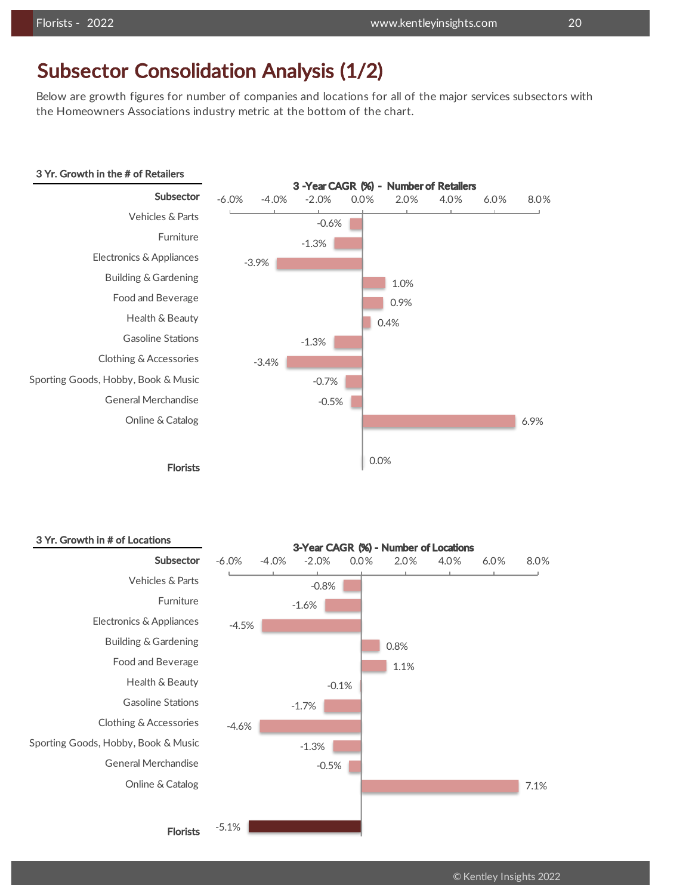# Subsector Consolidation Analysis (1/2)

Below are growth figures for number of companies and locations for all of the major services subsectors with the Homeowners Associations industry metric at the bottom of the chart.

**3 Yr. Growth in the # of Retailers**

3 -Year CAGR (%) - Number of Retailers

| Subsector | 3-Year CAGR (%) |
|---|---|
| Vehicles & Parts | -0.6% |
| Furniture | -1.3% |
| Electronics & Appliances | -3.9% |
| Building & Gardening | 1.0% |
| Food and Beverage | 0.9% |
| Health & Beauty | 0.4% |
| Gasoline Stations | -1.3% |
| Clothing & Accessories | -3.4% |
| Sporting Goods, Hobby, Book & Music | -0.7% |
| General Merchandise | -0.5% |
| Online & Catalog | 6.9% |
| **Florists** | 0.0% |

**3 Yr. Growth in # of Locations**

3-Year CAGR (%) - Number of Locations

| Subsector | 3-Year CAGR (%) |
|---|---|
| Vehicles & Parts | -0.8% |
| Furniture | -1.6% |
| Electronics & Appliances | -4.5% |
| Building & Gardening | 0.8% |
| Food and Beverage | 1.1% |
| Health & Beauty | -0.1% |
| Gasoline Stations | -1.7% |
| Clothing & Accessories | -4.6% |
| Sporting Goods, Hobby, Book & Music | -1.3% |
| General Merchandise | -0.5% |
| Online & Catalog | 7.1% |
| **Florists** | -5.1% |

© Kentley Insights 2022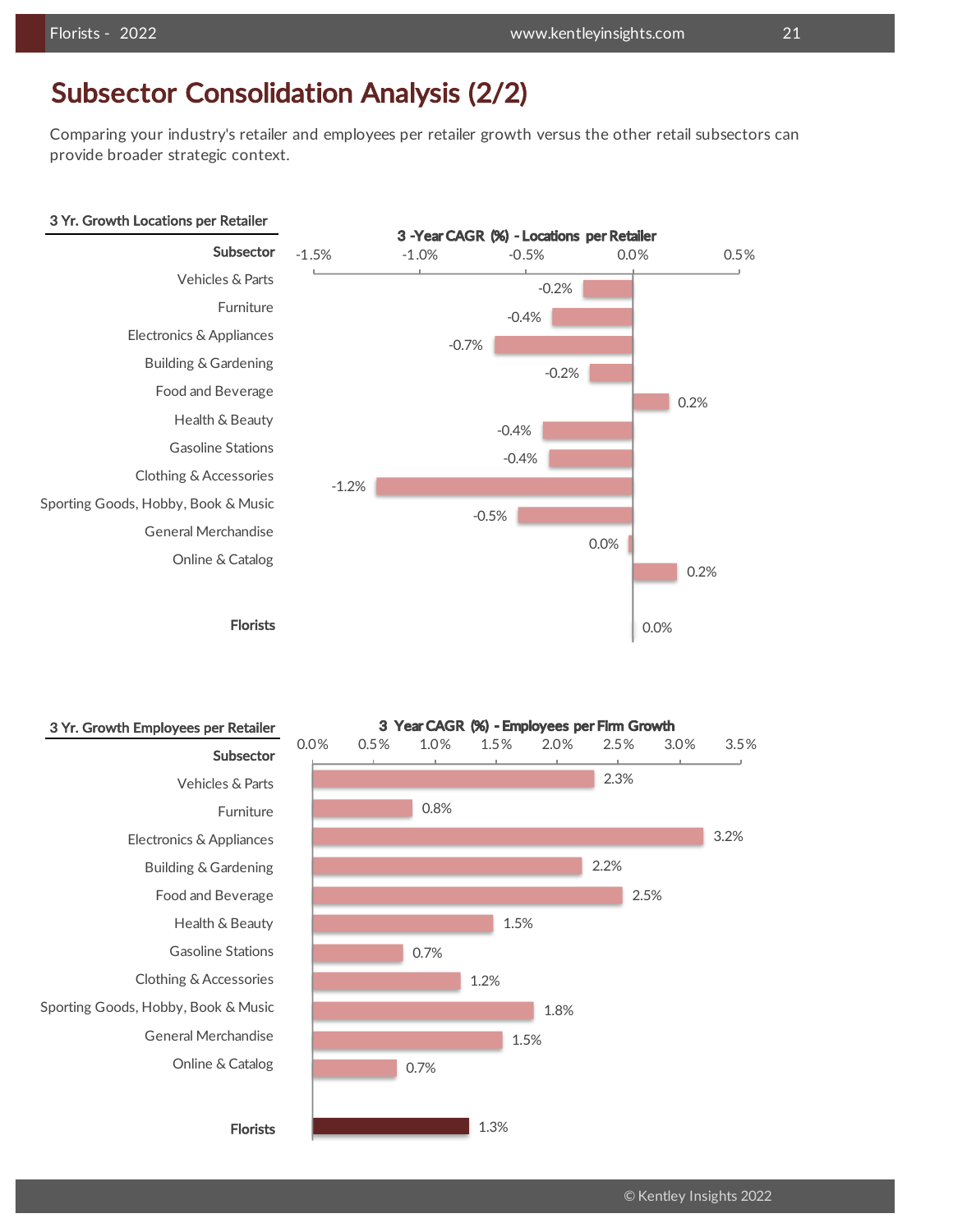# Subsector Consolidation Analysis (2/2)

Comparing your industry's retailer and employees per retailer growth versus the other retail subsectors can provide broader strategic context.

### 3 Yr. Growth Locations per Retailer

**3 -Year CAGR (%) - Locations per Retailer**

| Subsector | 3-Year CAGR (%) |
|---|---|
| Vehicles & Parts | -0.2% |
| Furniture | -0.4% |
| Electronics & Appliances | -0.7% |
| Building & Gardening | -0.2% |
| Food and Beverage | 0.2% |
| Health & Beauty | -0.4% |
| Gasoline Stations | -0.4% |
| Clothing & Accessories | -1.2% |
| Sporting Goods, Hobby, Book & Music | -0.5% |
| General Merchandise | 0.0% |
| Online & Catalog | 0.2% |
| **Florists** | 0.0% |

### 3 Yr. Growth Employees per Retailer

**3 Year CAGR (%) - Employees per Firm Growth**

| Subsector | 3-Year CAGR (%) |
|---|---|
| Vehicles & Parts | 2.3% |
| Furniture | 0.8% |
| Electronics & Appliances | 3.2% |
| Building & Gardening | 2.2% |
| Food and Beverage | 2.5% |
| Health & Beauty | 1.5% |
| Gasoline Stations | 0.7% |
| Clothing & Accessories | 1.2% |
| Sporting Goods, Hobby, Book & Music | 1.8% |
| General Merchandise | 1.5% |
| Online & Catalog | 0.7% |
| **Florists** | 1.3% |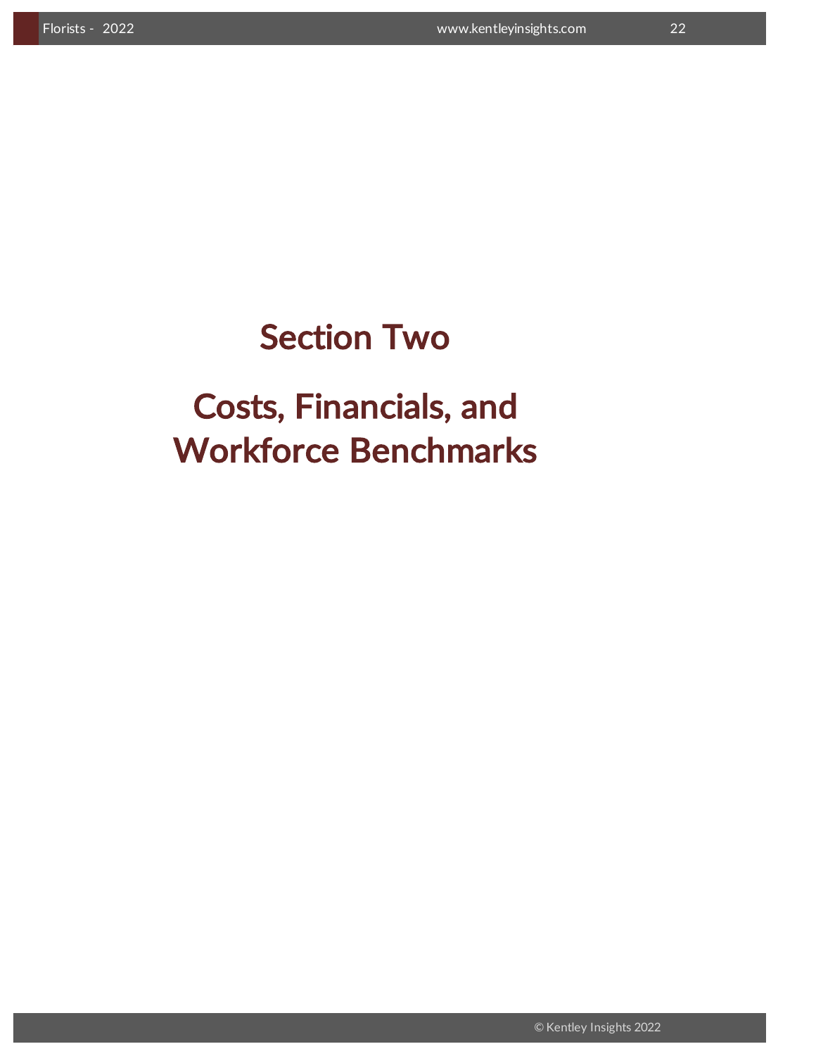# Section Two

# Costs, Financials, and Workforce Benchmarks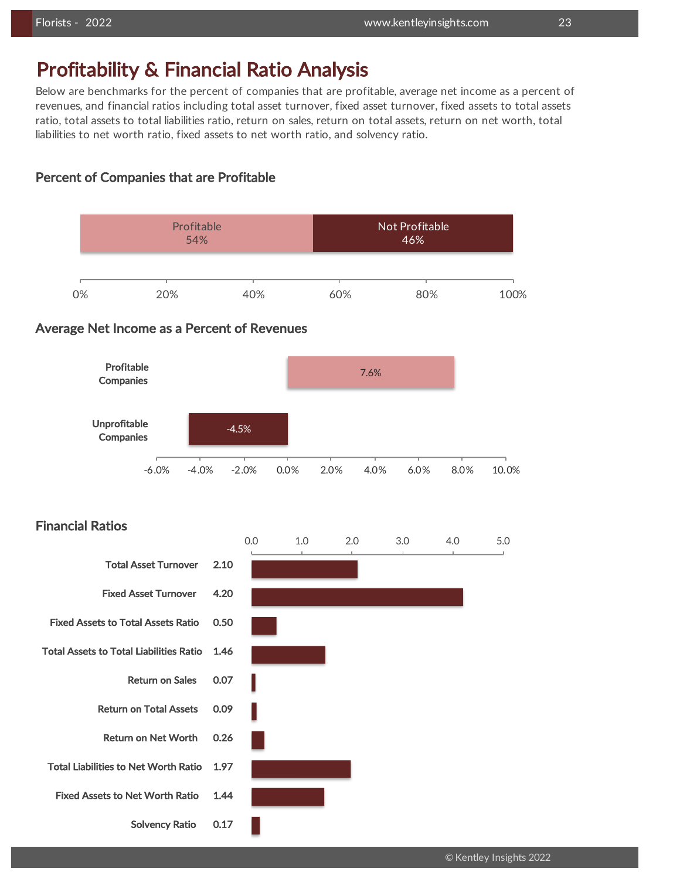# Profitability & Financial Ratio Analysis

Below are benchmarks for the percent of companies that are profitable, average net income as a percent of revenues, and financial ratios including total asset turnover, fixed asset turnover, fixed assets to total assets ratio, total assets to total liabilities ratio, return on sales, return on total assets, return on net worth, total liabilities to net worth ratio, fixed assets to net worth ratio, and solvency ratio.

## Percent of Companies that are Profitable

| Profitable | Not Profitable |
|---|---|
| 54% | 46% |

## Average Net Income as a Percent of Revenues

| | Net Income as % of Revenues |
|---|---|
| Profitable Companies | 7.6% |
| Unprofitable Companies | -4.5% |

## Financial Ratios

| Ratio | Value |
|---|---|
| Total Asset Turnover | 2.10 |
| Fixed Asset Turnover | 4.20 |
| Fixed Assets to Total Assets Ratio | 0.50 |
| Total Assets to Total Liabilities Ratio | 1.46 |
| Return on Sales | 0.07 |
| Return on Total Assets | 0.09 |
| Return on Net Worth | 0.26 |
| Total Liabilities to Net Worth Ratio | 1.97 |
| Fixed Assets to Net Worth Ratio | 1.44 |
| Solvency Ratio | 0.17 |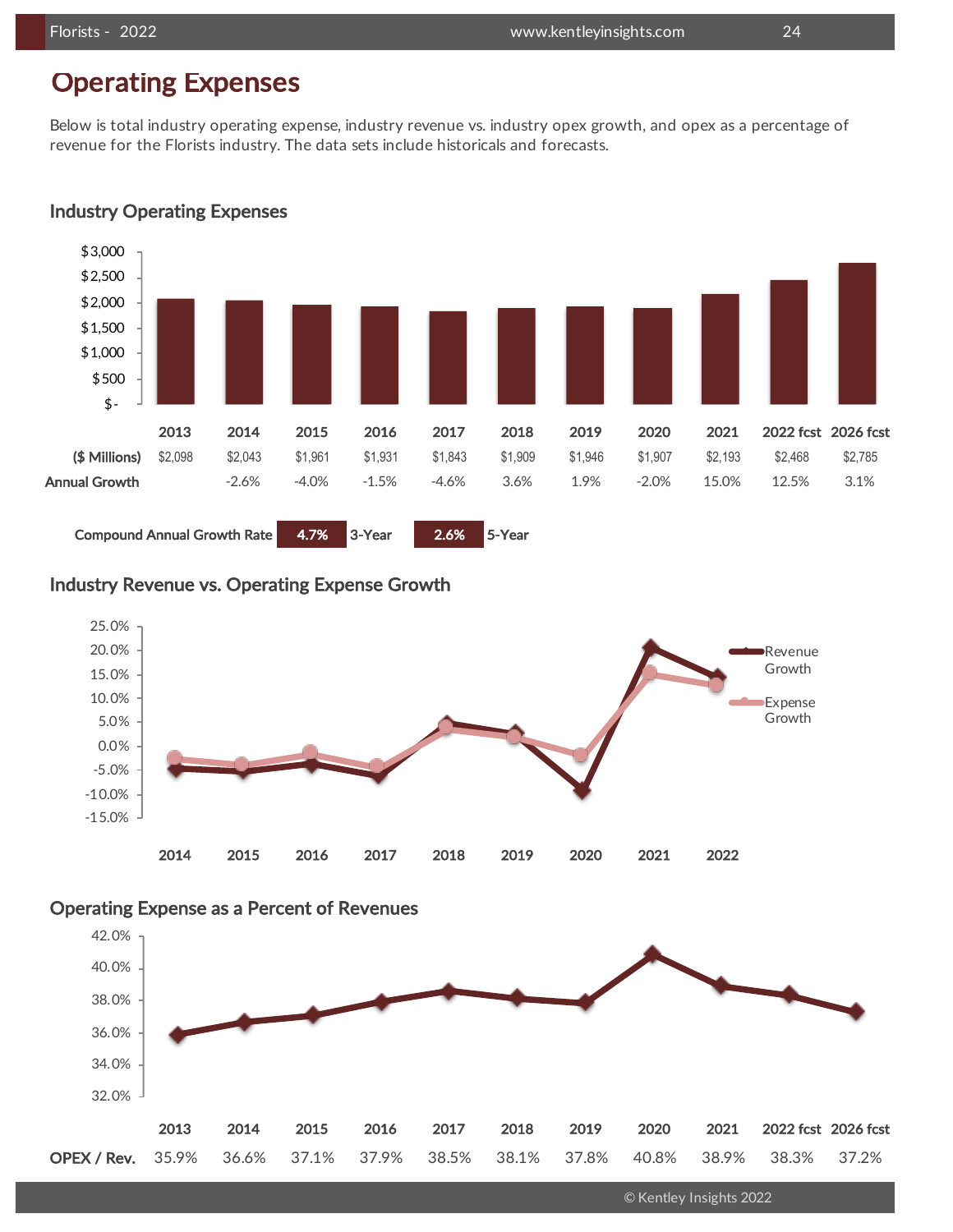# Operating Expenses

Below is total industry operating expense, industry revenue vs. industry opex growth, and opex as a percentage of revenue for the Florists industry. The data sets include historicals and forecasts.

## Industry Operating Expenses

| | 2013 | 2014 | 2015 | 2016 | 2017 | 2018 | 2019 | 2020 | 2021 | 2022 fcst | 2026 fcst |
|---|---|---|---|---|---|---|---|---|---|---|---|
| ($ Millions) | $2,098 | $2,043 | $1,961 | $1,931 | $1,843 | $1,909 | $1,946 | $1,907 | $2,193 | $2,468 | $2,785 |
| Annual Growth | | -2.6% | -4.0% | -1.5% | -4.6% | 3.6% | 1.9% | -2.0% | 15.0% | 12.5% | 3.1% |

| Compound Annual Growth Rate | 4.7% | 3-Year | 2.6% | 5-Year |
|---|---|---|---|---|

## Industry Revenue vs. Operating Expense Growth

## Operating Expense as a Percent of Revenues

| | 2013 | 2014 | 2015 | 2016 | 2017 | 2018 | 2019 | 2020 | 2021 | 2022 fcst | 2026 fcst |
|---|---|---|---|---|---|---|---|---|---|---|---|
| OPEX / Rev. | 35.9% | 36.6% | 37.1% | 37.9% | 38.5% | 38.1% | 37.8% | 40.8% | 38.9% | 38.3% | 37.2% |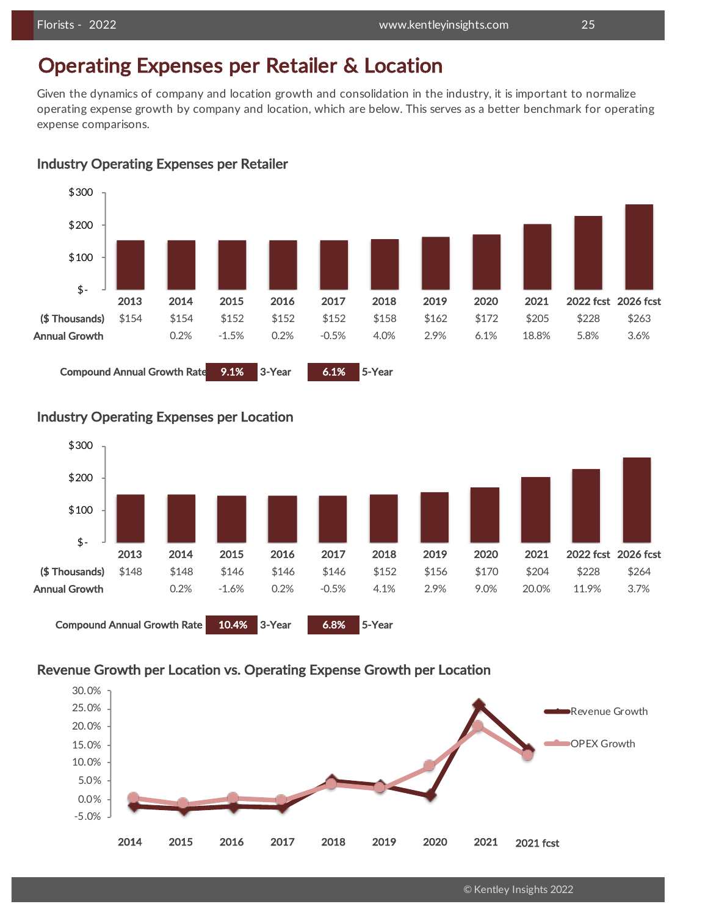# Operating Expenses per Retailer & Location

Given the dynamics of company and location growth and consolidation in the industry, it is important to normalize operating expense growth by company and location, which are below. This serves as a better benchmark for operating expense comparisons.

## Industry Operating Expenses per Retailer

| | 2013 | 2014 | 2015 | 2016 | 2017 | 2018 | 2019 | 2020 | 2021 | 2022 fcst | 2026 fcst |
|---|---|---|---|---|---|---|---|---|---|---|---|
| ($ Thousands) | $154 | $154 | $152 | $152 | $152 | $158 | $162 | $172 | $205 | $228 | $263 |
| Annual Growth | | 0.2% | -1.5% | 0.2% | -0.5% | 4.0% | 2.9% | 6.1% | 18.8% | 5.8% | 3.6% |

Compound Annual Growth Rate: **9.1%** 3-Year, **6.1%** 5-Year

## Industry Operating Expenses per Location

| | 2013 | 2014 | 2015 | 2016 | 2017 | 2018 | 2019 | 2020 | 2021 | 2022 fcst | 2026 fcst |
|---|---|---|---|---|---|---|---|---|---|---|---|
| ($ Thousands) | $148 | $148 | $146 | $146 | $146 | $152 | $156 | $170 | $204 | $228 | $264 |
| Annual Growth | | 0.2% | -1.6% | 0.2% | -0.5% | 4.1% | 2.9% | 9.0% | 20.0% | 11.9% | 3.7% |

Compound Annual Growth Rate: **10.4%** 3-Year, **6.8%** 5-Year

## Revenue Growth per Location vs. Operating Expense Growth per Location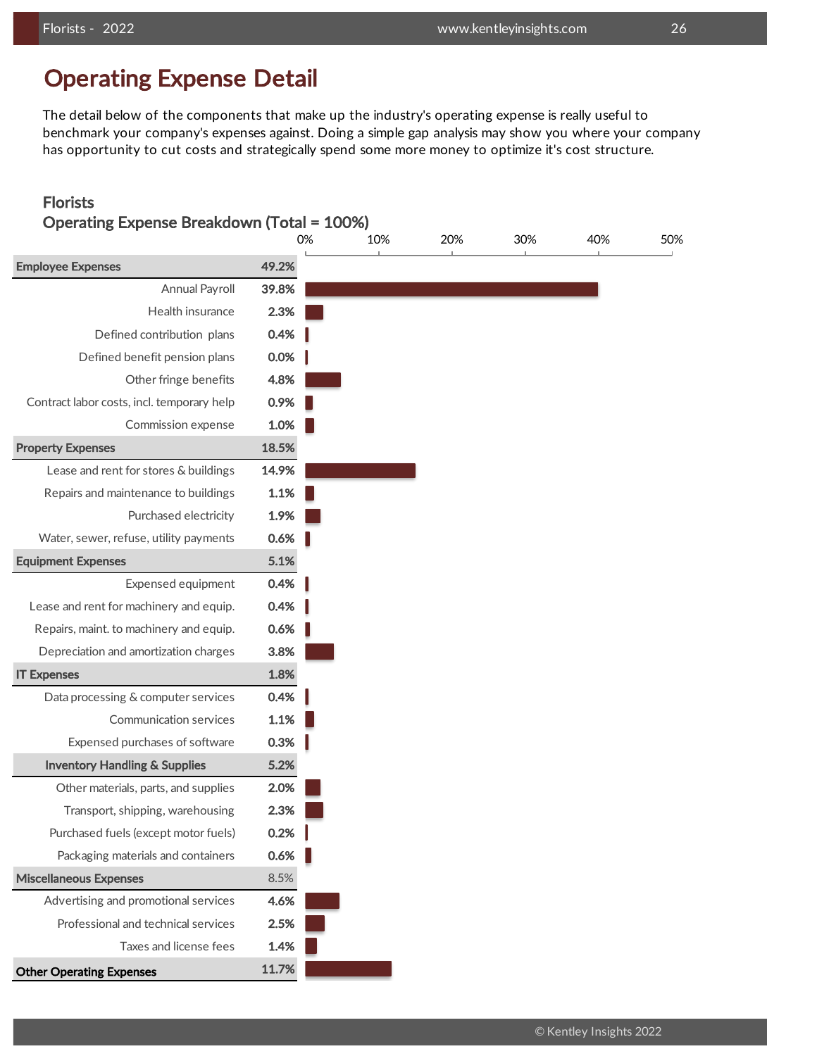## Operating Expense Detail

The detail below of the components that make up the industry's operating expense is really useful to benchmark your company's expenses against. Doing a simple gap analysis may show you where your company has opportunity to cut costs and strategically spend some more money to optimize it's cost structure.

### Florists
### Operating Expense Breakdown (Total = 100%)

| Category | % |
|---|---|
| **Employee Expenses** | **49.2%** |
| Annual Payroll | 39.8% |
| Health insurance | 2.3% |
| Defined contribution plans | 0.4% |
| Defined benefit pension plans | 0.0% |
| Other fringe benefits | 4.8% |
| Contract labor costs, incl. temporary help | 0.9% |
| Commission expense | 1.0% |
| **Property Expenses** | **18.5%** |
| Lease and rent for stores & buildings | 14.9% |
| Repairs and maintenance to buildings | 1.1% |
| Purchased electricity | 1.9% |
| Water, sewer, refuse, utility payments | 0.6% |
| **Equipment Expenses** | **5.1%** |
| Expensed equipment | 0.4% |
| Lease and rent for machinery and equip. | 0.4% |
| Repairs, maint. to machinery and equip. | 0.6% |
| Depreciation and amortization charges | 3.8% |
| **IT Expenses** | **1.8%** |
| Data processing & computer services | 0.4% |
| Communication services | 1.1% |
| Expensed purchases of software | 0.3% |
| **Inventory Handling & Supplies** | **5.2%** |
| Other materials, parts, and supplies | 2.0% |
| Transport, shipping, warehousing | 2.3% |
| Purchased fuels (except motor fuels) | 0.2% |
| Packaging materials and containers | 0.6% |
| **Miscellaneous Expenses** | **8.5%** |
| Advertising and promotional services | 4.6% |
| Professional and technical services | 2.5% |
| Taxes and license fees | 1.4% |
| **Other Operating Expenses** | **11.7%** |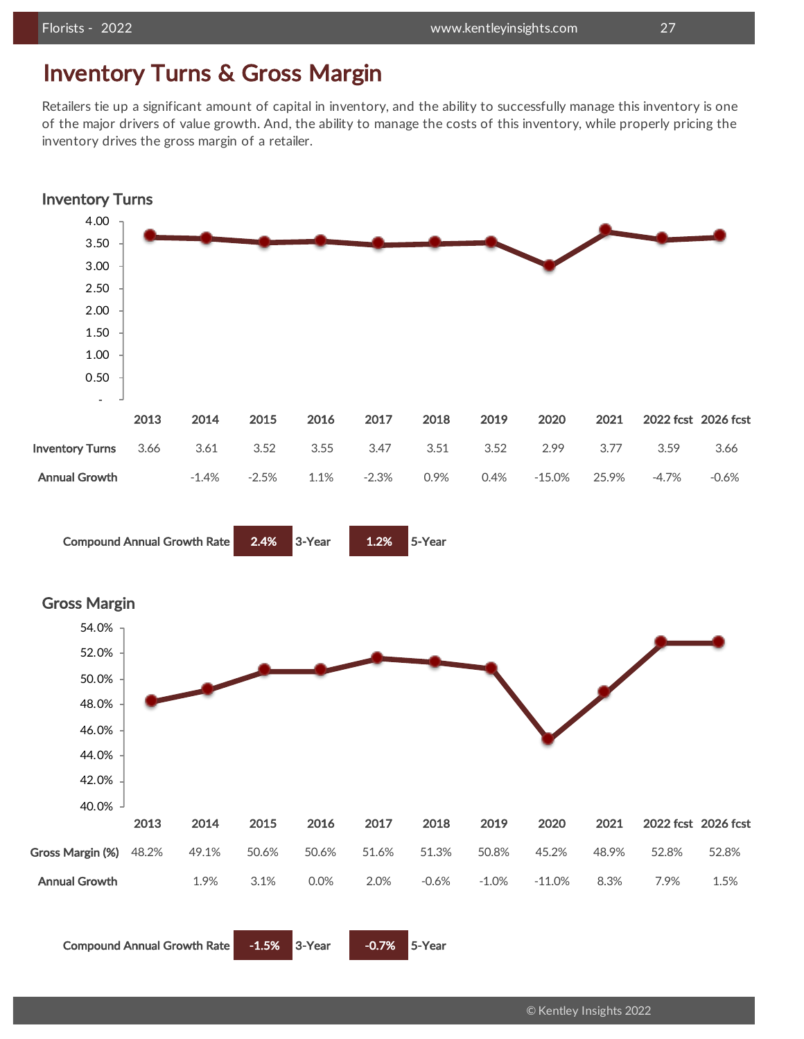# Inventory Turns & Gross Margin

Retailers tie up a significant amount of capital in inventory, and the ability to successfully manage this inventory is one of the major drivers of value growth. And, the ability to manage the costs of this inventory, while properly pricing the inventory drives the gross margin of a retailer.

## Inventory Turns

| | 2013 | 2014 | 2015 | 2016 | 2017 | 2018 | 2019 | 2020 | 2021 | 2022 fcst | 2026 fcst |
|---|---|---|---|---|---|---|---|---|---|---|---|
| Inventory Turns | 3.66 | 3.61 | 3.52 | 3.55 | 3.47 | 3.51 | 3.52 | 2.99 | 3.77 | 3.59 | 3.66 |
| Annual Growth | | -1.4% | -2.5% | 1.1% | -2.3% | 0.9% | 0.4% | -15.0% | 25.9% | -4.7% | -0.6% |

**Compound Annual Growth Rate** **2.4%** 3-Year **1.2%** 5-Year

## Gross Margin

| | 2013 | 2014 | 2015 | 2016 | 2017 | 2018 | 2019 | 2020 | 2021 | 2022 fcst | 2026 fcst |
|---|---|---|---|---|---|---|---|---|---|---|---|
| Gross Margin (%) | 48.2% | 49.1% | 50.6% | 50.6% | 51.6% | 51.3% | 50.8% | 45.2% | 48.9% | 52.8% | 52.8% |
| Annual Growth | | 1.9% | 3.1% | 0.0% | 2.0% | -0.6% | -1.0% | -11.0% | 8.3% | 7.9% | 1.5% |

**Compound Annual Growth Rate** **-1.5%** 3-Year **-0.7%** 5-Year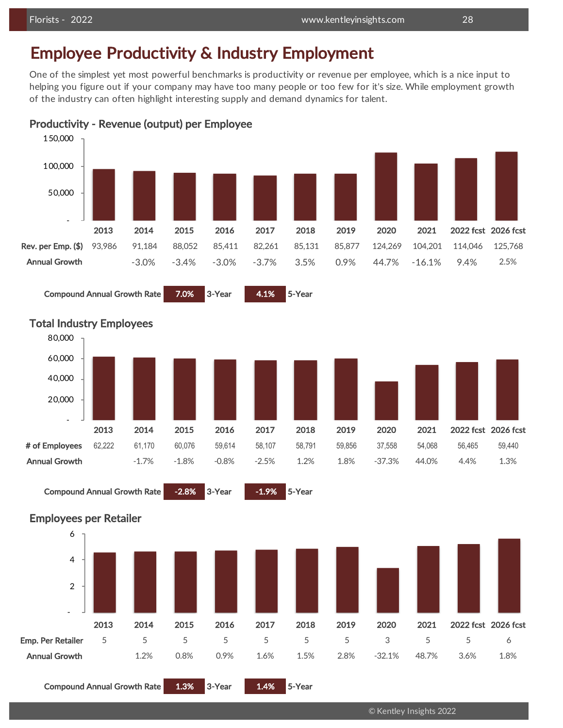# Employee Productivity & Industry Employment

One of the simplest yet most powerful benchmarks is productivity or revenue per employee, which is a nice input to helping you figure out if your company may have too many people or too few for it's size. While employment growth of the industry can often highlight interesting supply and demand dynamics for talent.

## Productivity - Revenue (output) per Employee

| | 2013 | 2014 | 2015 | 2016 | 2017 | 2018 | 2019 | 2020 | 2021 | 2022 fcst | 2026 fcst |
|---|---|---|---|---|---|---|---|---|---|---|---|
| Rev. per Emp. ($) | 93,986 | 91,184 | 88,052 | 85,411 | 82,261 | 85,131 | 85,877 | 124,269 | 104,201 | 114,046 | 125,768 |
| Annual Growth | | -3.0% | -3.4% | -3.0% | -3.7% | 3.5% | 0.9% | 44.7% | -16.1% | 9.4% | 2.5% |

Compound Annual Growth Rate: **7.0%** 3-Year | **4.1%** 5-Year

## Total Industry Employees

| | 2013 | 2014 | 2015 | 2016 | 2017 | 2018 | 2019 | 2020 | 2021 | 2022 fcst | 2026 fcst |
|---|---|---|---|---|---|---|---|---|---|---|---|
| # of Employees | 62,222 | 61,170 | 60,076 | 59,614 | 58,107 | 58,791 | 59,856 | 37,558 | 54,068 | 56,465 | 59,440 |
| Annual Growth | | -1.7% | -1.8% | -0.8% | -2.5% | 1.2% | 1.8% | -37.3% | 44.0% | 4.4% | 1.3% |

Compound Annual Growth Rate: **-2.8%** 3-Year | **-1.9%** 5-Year

## Employees per Retailer

| | 2013 | 2014 | 2015 | 2016 | 2017 | 2018 | 2019 | 2020 | 2021 | 2022 fcst | 2026 fcst |
|---|---|---|---|---|---|---|---|---|---|---|---|
| Emp. Per Retailer | 5 | 5 | 5 | 5 | 5 | 5 | 5 | 3 | 5 | 5 | 6 |
| Annual Growth | | 1.2% | 0.8% | 0.9% | 1.6% | 1.5% | 2.8% | -32.1% | 48.7% | 3.6% | 1.8% |

Compound Annual Growth Rate: **1.3%** 3-Year | **1.4%** 5-Year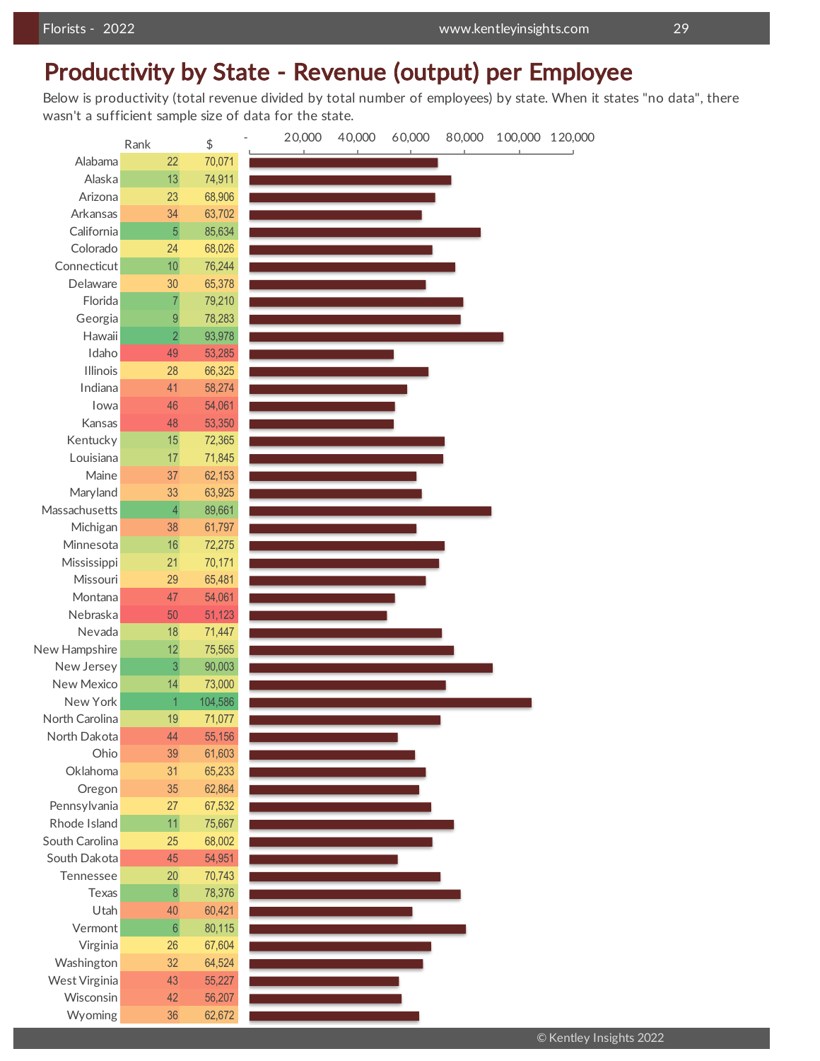# Productivity by State - Revenue (output) per Employee

Below is productivity (total revenue divided by total number of employees) by state. When it states "no data", there wasn't a sufficient sample size of data for the state.

| State | Rank | $ |
|---|---|---|
| Alabama | 22 | 70,071 |
| Alaska | 13 | 74,911 |
| Arizona | 23 | 68,906 |
| Arkansas | 34 | 63,702 |
| California | 5 | 85,634 |
| Colorado | 24 | 68,026 |
| Connecticut | 10 | 76,244 |
| Delaware | 30 | 65,378 |
| Florida | 7 | 79,210 |
| Georgia | 9 | 78,283 |
| Hawaii | 2 | 93,978 |
| Idaho | 49 | 53,285 |
| Illinois | 28 | 66,325 |
| Indiana | 41 | 58,274 |
| Iowa | 46 | 54,061 |
| Kansas | 48 | 53,350 |
| Kentucky | 15 | 72,365 |
| Louisiana | 17 | 71,845 |
| Maine | 37 | 62,153 |
| Maryland | 33 | 63,925 |
| Massachusetts | 4 | 89,661 |
| Michigan | 38 | 61,797 |
| Minnesota | 16 | 72,275 |
| Mississippi | 21 | 70,171 |
| Missouri | 29 | 65,481 |
| Montana | 47 | 54,061 |
| Nebraska | 50 | 51,123 |
| Nevada | 18 | 71,447 |
| New Hampshire | 12 | 75,565 |
| New Jersey | 3 | 90,003 |
| New Mexico | 14 | 73,000 |
| New York | 1 | 104,586 |
| North Carolina | 19 | 71,077 |
| North Dakota | 44 | 55,156 |
| Ohio | 39 | 61,603 |
| Oklahoma | 31 | 65,233 |
| Oregon | 35 | 62,864 |
| Pennsylvania | 27 | 67,532 |
| Rhode Island | 11 | 75,667 |
| South Carolina | 25 | 68,002 |
| South Dakota | 45 | 54,951 |
| Tennessee | 20 | 70,743 |
| Texas | 8 | 78,376 |
| Utah | 40 | 60,421 |
| Vermont | 6 | 80,115 |
| Virginia | 26 | 67,604 |
| Washington | 32 | 64,524 |
| West Virginia | 43 | 55,227 |
| Wisconsin | 42 | 56,207 |
| Wyoming | 36 | 62,672 |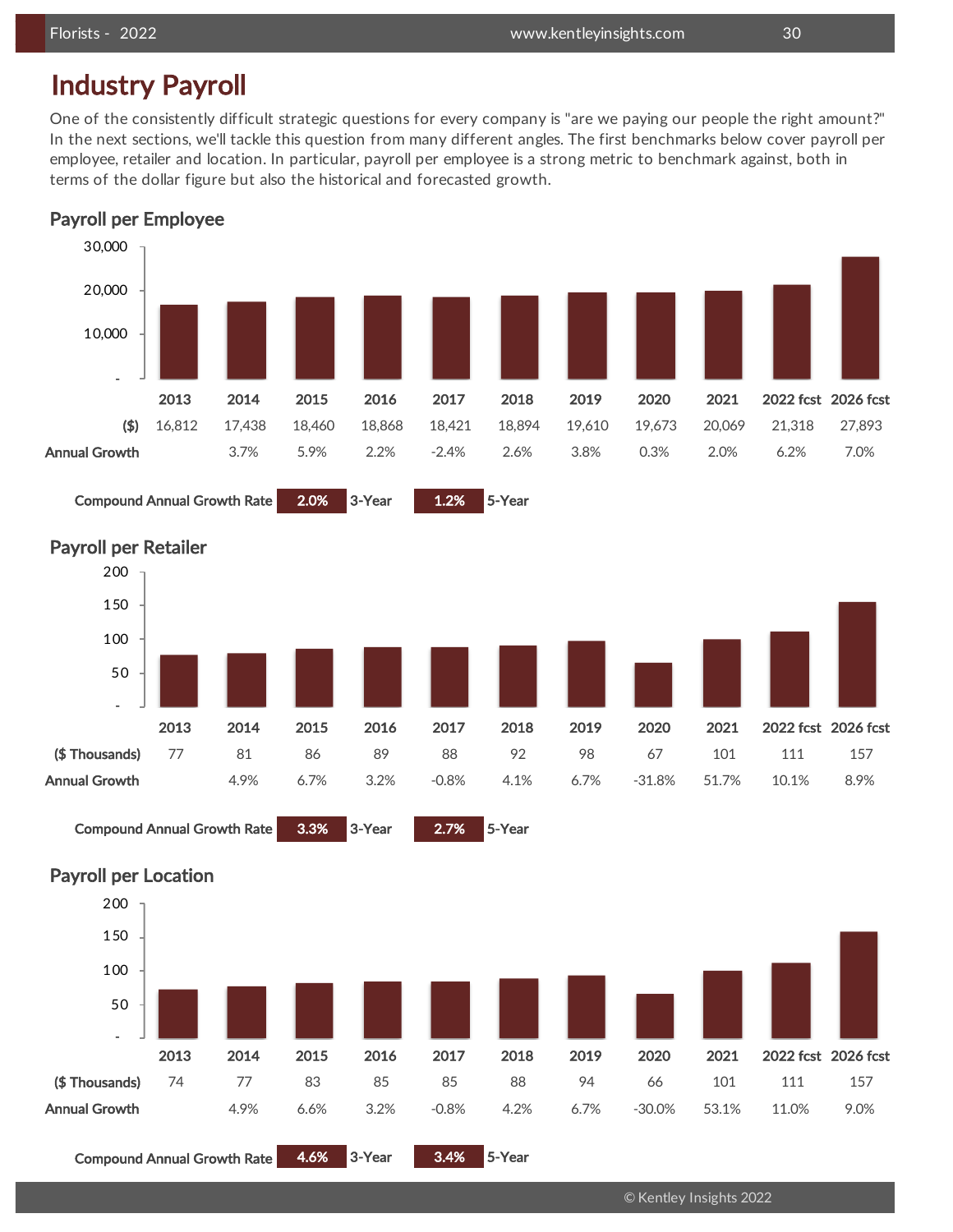# Industry Payroll

One of the consistently difficult strategic questions for every company is "are we paying our people the right amount?" In the next sections, we'll tackle this question from many different angles. The first benchmarks below cover payroll per employee, retailer and location. In particular, payroll per employee is a strong metric to benchmark against, both in terms of the dollar figure but also the historical and forecasted growth.

## Payroll per Employee

| | 2013 | 2014 | 2015 | 2016 | 2017 | 2018 | 2019 | 2020 | 2021 | 2022 fcst | 2026 fcst |
|---|---|---|---|---|---|---|---|---|---|---|---|
| ($) | 16,812 | 17,438 | 18,460 | 18,868 | 18,421 | 18,894 | 19,610 | 19,673 | 20,069 | 21,318 | 27,893 |
| Annual Growth | | 3.7% | 5.9% | 2.2% | -2.4% | 2.6% | 3.8% | 0.3% | 2.0% | 6.2% | 7.0% |

**Compound Annual Growth Rate** 2.0% 3-Year | 1.2% 5-Year

## Payroll per Retailer

| | 2013 | 2014 | 2015 | 2016 | 2017 | 2018 | 2019 | 2020 | 2021 | 2022 fcst | 2026 fcst |
|---|---|---|---|---|---|---|---|---|---|---|---|
| ($ Thousands) | 77 | 81 | 86 | 89 | 88 | 92 | 98 | 67 | 101 | 111 | 157 |
| Annual Growth | | 4.9% | 6.7% | 3.2% | -0.8% | 4.1% | 6.7% | -31.8% | 51.7% | 10.1% | 8.9% |

**Compound Annual Growth Rate** 3.3% 3-Year | 2.7% 5-Year

## Payroll per Location

| | 2013 | 2014 | 2015 | 2016 | 2017 | 2018 | 2019 | 2020 | 2021 | 2022 fcst | 2026 fcst |
|---|---|---|---|---|---|---|---|---|---|---|---|
| ($ Thousands) | 74 | 77 | 83 | 85 | 85 | 88 | 94 | 66 | 101 | 111 | 157 |
| Annual Growth | | 4.9% | 6.6% | 3.2% | -0.8% | 4.2% | 6.7% | -30.0% | 53.1% | 11.0% | 9.0% |

**Compound Annual Growth Rate** 4.6% 3-Year | 3.4% 5-Year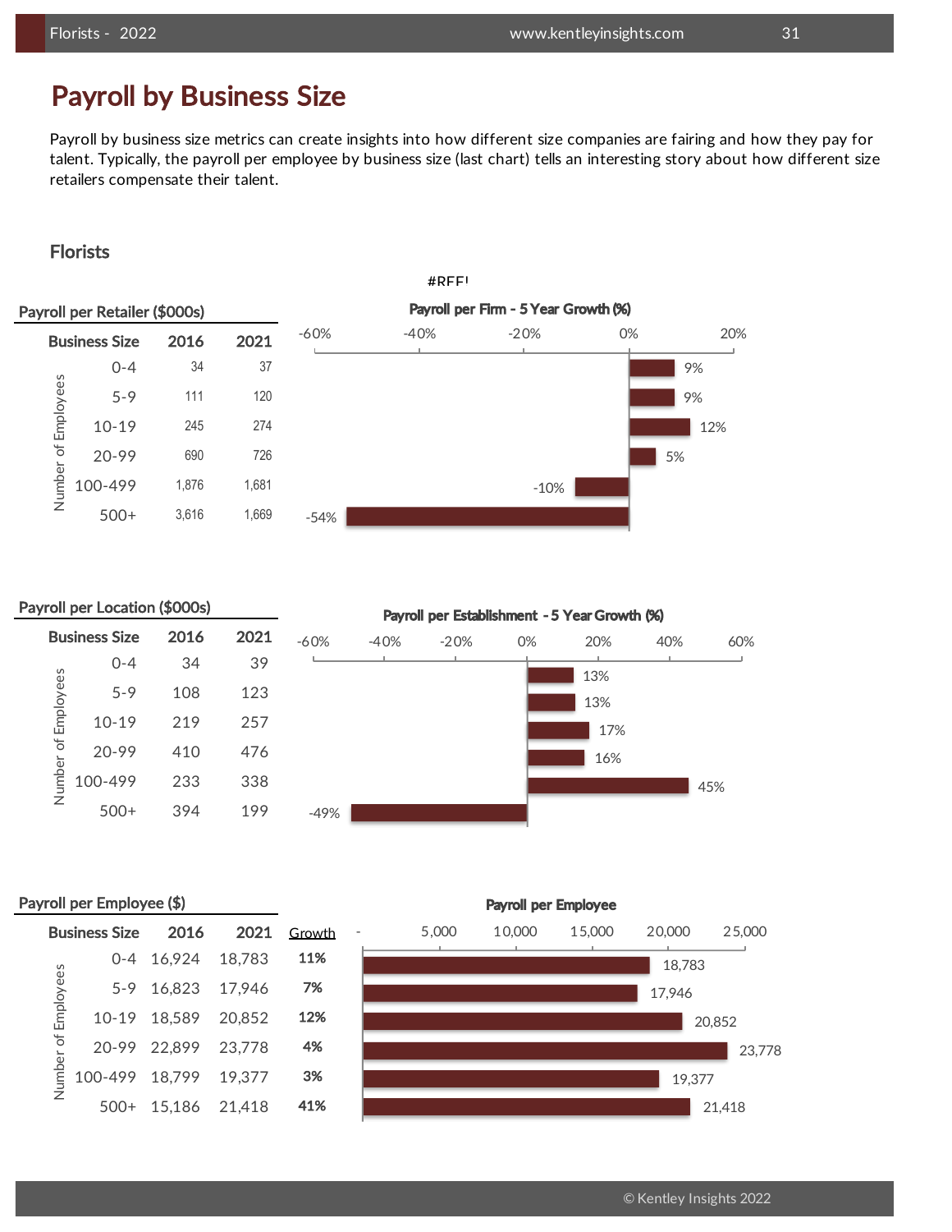# Payroll by Business Size

Payroll by business size metrics can create insights into how different size companies are fairing and how they pay for talent. Typically, the payroll per employee by business size (last chart) tells an interesting story about how different size retailers compensate their talent.

## Florists

#REF!

### Payroll per Retailer ($000s)

| Number of Employees (Business Size) | 2016 | 2021 |
|---|---|---|
| 0-4 | 34 | 37 |
| 5-9 | 111 | 120 |
| 10-19 | 245 | 274 |
| 20-99 | 690 | 726 |
| 100-499 | 1,876 | 1,681 |
| 500+ | 3,616 | 1,669 |

**Payroll per Firm - 5 Year Growth (%)**

| Business Size | Growth |
|---|---|
| 0-4 | 9% |
| 5-9 | 9% |
| 10-19 | 12% |
| 20-99 | 5% |
| 100-499 | -10% |
| 500+ | -54% |

### Payroll per Location ($000s)

| Number of Employees (Business Size) | 2016 | 2021 |
|---|---|---|
| 0-4 | 34 | 39 |
| 5-9 | 108 | 123 |
| 10-19 | 219 | 257 |
| 20-99 | 410 | 476 |
| 100-499 | 233 | 338 |
| 500+ | 394 | 199 |

**Payroll per Establishment - 5 Year Growth (%)**

| Business Size | Growth |
|---|---|
| 0-4 | 13% |
| 5-9 | 13% |
| 10-19 | 17% |
| 20-99 | 16% |
| 100-499 | 45% |
| 500+ | -49% |

### Payroll per Employee ($)

| Number of Employees (Business Size) | 2016 | 2021 | Growth |
|---|---|---|---|
| 0-4 | 16,924 | 18,783 | **11%** |
| 5-9 | 16,823 | 17,946 | **7%** |
| 10-19 | 18,589 | 20,852 | **12%** |
| 20-99 | 22,899 | 23,778 | **4%** |
| 100-499 | 18,799 | 19,377 | **3%** |
| 500+ | 15,186 | 21,418 | **41%** |

**Payroll per Employee**

| Business Size | Payroll per Employee |
|---|---|
| 0-4 | 18,783 |
| 5-9 | 17,946 |
| 10-19 | 20,852 |
| 20-99 | 23,778 |
| 100-499 | 19,377 |
| 500+ | 21,418 |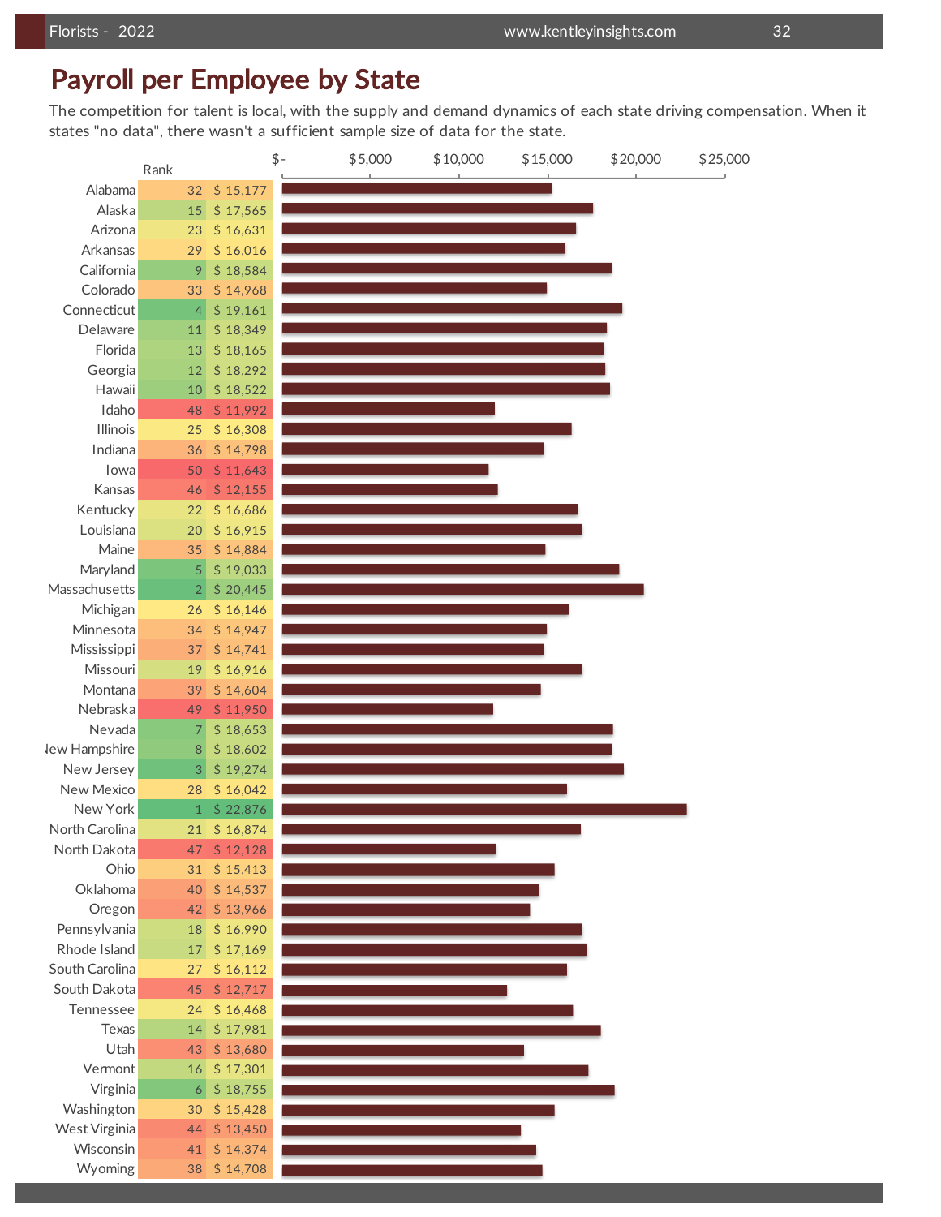# Payroll per Employee by State

The competition for talent is local, with the supply and demand dynamics of each state driving compensation. When it states "no data", there wasn't a sufficient sample size of data for the state.

| State | Rank | Payroll per Employee |
|---|---|---|
| Alabama | 32 | $ 15,177 |
| Alaska | 15 | $ 17,565 |
| Arizona | 23 | $ 16,631 |
| Arkansas | 29 | $ 16,016 |
| California | 9 | $ 18,584 |
| Colorado | 33 | $ 14,968 |
| Connecticut | 4 | $ 19,161 |
| Delaware | 11 | $ 18,349 |
| Florida | 13 | $ 18,165 |
| Georgia | 12 | $ 18,292 |
| Hawaii | 10 | $ 18,522 |
| Idaho | 48 | $ 11,992 |
| Illinois | 25 | $ 16,308 |
| Indiana | 36 | $ 14,798 |
| Iowa | 50 | $ 11,643 |
| Kansas | 46 | $ 12,155 |
| Kentucky | 22 | $ 16,686 |
| Louisiana | 20 | $ 16,915 |
| Maine | 35 | $ 14,884 |
| Maryland | 5 | $ 19,033 |
| Massachusetts | 2 | $ 20,445 |
| Michigan | 26 | $ 16,146 |
| Minnesota | 34 | $ 14,947 |
| Mississippi | 37 | $ 14,741 |
| Missouri | 19 | $ 16,916 |
| Montana | 39 | $ 14,604 |
| Nebraska | 49 | $ 11,950 |
| Nevada | 7 | $ 18,653 |
| New Hampshire | 8 | $ 18,602 |
| New Jersey | 3 | $ 19,274 |
| New Mexico | 28 | $ 16,042 |
| New York | 1 | $ 22,876 |
| North Carolina | 21 | $ 16,874 |
| North Dakota | 47 | $ 12,128 |
| Ohio | 31 | $ 15,413 |
| Oklahoma | 40 | $ 14,537 |
| Oregon | 42 | $ 13,966 |
| Pennsylvania | 18 | $ 16,990 |
| Rhode Island | 17 | $ 17,169 |
| South Carolina | 27 | $ 16,112 |
| South Dakota | 45 | $ 12,717 |
| Tennessee | 24 | $ 16,468 |
| Texas | 14 | $ 17,981 |
| Utah | 43 | $ 13,680 |
| Vermont | 16 | $ 17,301 |
| Virginia | 6 | $ 18,755 |
| Washington | 30 | $ 15,428 |
| West Virginia | 44 | $ 13,450 |
| Wisconsin | 41 | $ 14,374 |
| Wyoming | 38 | $ 14,708 |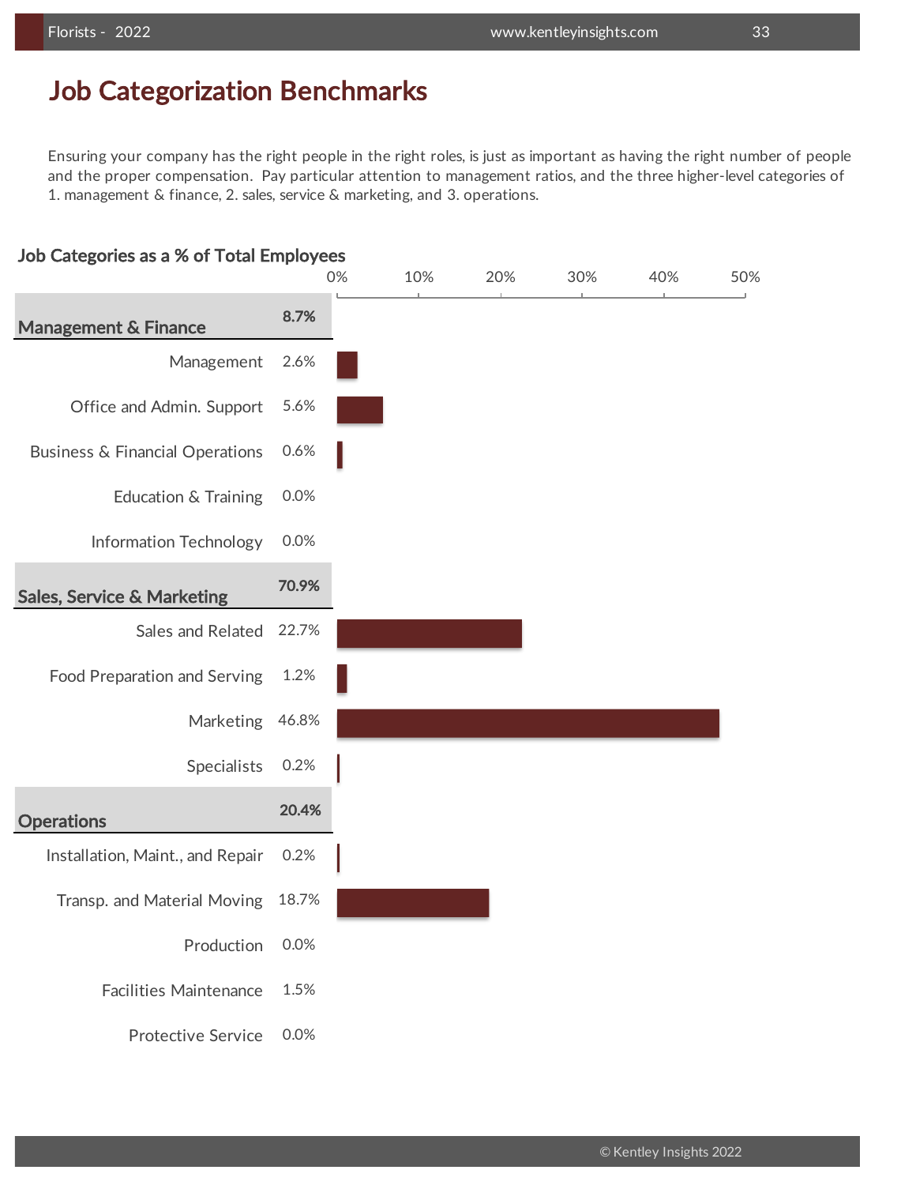# Job Categorization Benchmarks

Ensuring your company has the right people in the right roles, is just as important as having the right number of people and the proper compensation. Pay particular attention to management ratios, and the three higher-level categories of 1. management & finance, 2. sales, service & marketing, and 3. operations.

## Job Categories as a % of Total Employees

| Category | % of Total Employees |
|---|---|
| **Management & Finance** | **8.7%** |
| Management | 2.6% |
| Office and Admin. Support | 5.6% |
| Business & Financial Operations | 0.6% |
| Education & Training | 0.0% |
| Information Technology | 0.0% |
| **Sales, Service & Marketing** | **70.9%** |
| Sales and Related | 22.7% |
| Food Preparation and Serving | 1.2% |
| Marketing | 46.8% |
| Specialists | 0.2% |
| **Operations** | **20.4%** |
| Installation, Maint., and Repair | 0.2% |
| Transp. and Material Moving | 18.7% |
| Production | 0.0% |
| Facilities Maintenance | 1.5% |
| Protective Service | 0.0% |

© Kentley Insights 2022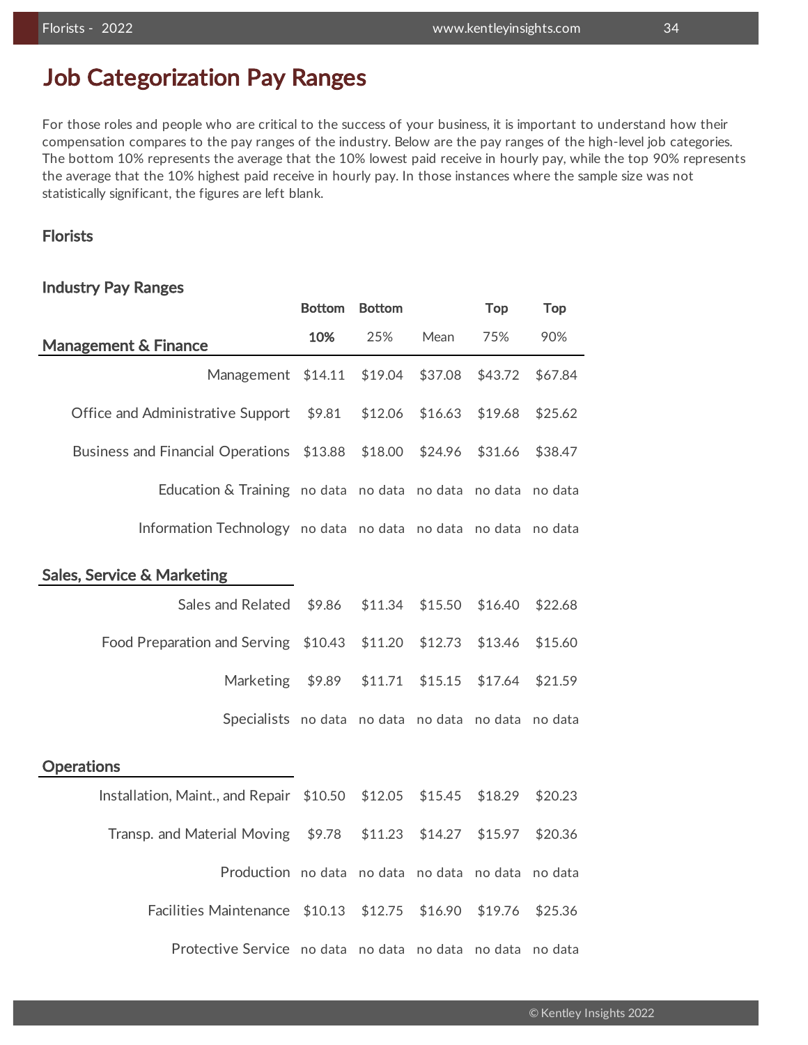# Job Categorization Pay Ranges

For those roles and people who are critical to the success of your business, it is important to understand how their compensation compares to the pay ranges of the industry. Below are the pay ranges of the high-level job categories. The bottom 10% represents the average that the 10% lowest paid receive in hourly pay, while the top 90% represents the average that the 10% highest paid receive in hourly pay. In those instances where the sample size was not statistically significant, the figures are left blank.

## Florists

### Industry Pay Ranges

| Management & Finance | Bottom 10% | Bottom 25% | Mean | Top 75% | Top 90% |
|---|---|---|---|---|---|
| Management | $14.11 | $19.04 | $37.08 | $43.72 | $67.84 |
| Office and Administrative Support | $9.81 | $12.06 | $16.63 | $19.68 | $25.62 |
| Business and Financial Operations | $13.88 | $18.00 | $24.96 | $31.66 | $38.47 |
| Education & Training | no data | no data | no data | no data | no data |
| Information Technology | no data | no data | no data | no data | no data |
| **Sales, Service & Marketing** | | | | | |
| Sales and Related | $9.86 | $11.34 | $15.50 | $16.40 | $22.68 |
| Food Preparation and Serving | $10.43 | $11.20 | $12.73 | $13.46 | $15.60 |
| Marketing | $9.89 | $11.71 | $15.15 | $17.64 | $21.59 |
| Specialists | no data | no data | no data | no data | no data |
| **Operations** | | | | | |
| Installation, Maint., and Repair | $10.50 | $12.05 | $15.45 | $18.29 | $20.23 |
| Transp. and Material Moving | $9.78 | $11.23 | $14.27 | $15.97 | $20.36 |
| Production | no data | no data | no data | no data | no data |
| Facilities Maintenance | $10.13 | $12.75 | $16.90 | $19.76 | $25.36 |
| Protective Service | no data | no data | no data | no data | no data |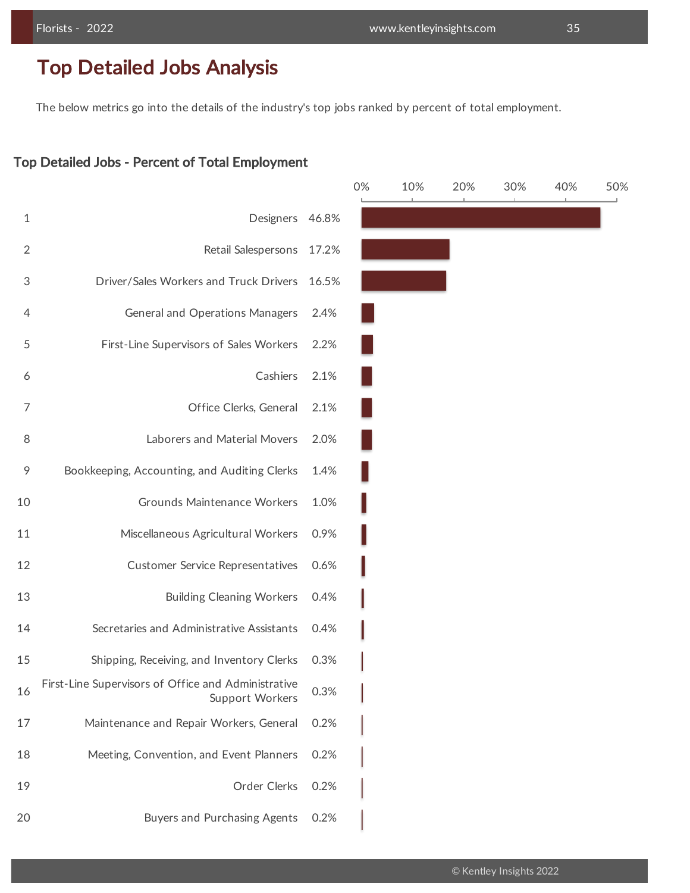# Top Detailed Jobs Analysis

The below metrics go into the details of the industry's top jobs ranked by percent of total employment.

## Top Detailed Jobs - Percent of Total Employment

| Rank | Job | Percent of Total Employment |
|---|---|---|
| 1 | Designers | 46.8% |
| 2 | Retail Salespersons | 17.2% |
| 3 | Driver/Sales Workers and Truck Drivers | 16.5% |
| 4 | General and Operations Managers | 2.4% |
| 5 | First-Line Supervisors of Sales Workers | 2.2% |
| 6 | Cashiers | 2.1% |
| 7 | Office Clerks, General | 2.1% |
| 8 | Laborers and Material Movers | 2.0% |
| 9 | Bookkeeping, Accounting, and Auditing Clerks | 1.4% |
| 10 | Grounds Maintenance Workers | 1.0% |
| 11 | Miscellaneous Agricultural Workers | 0.9% |
| 12 | Customer Service Representatives | 0.6% |
| 13 | Building Cleaning Workers | 0.4% |
| 14 | Secretaries and Administrative Assistants | 0.4% |
| 15 | Shipping, Receiving, and Inventory Clerks | 0.3% |
| 16 | First-Line Supervisors of Office and Administrative Support Workers | 0.3% |
| 17 | Maintenance and Repair Workers, General | 0.2% |
| 18 | Meeting, Convention, and Event Planners | 0.2% |
| 19 | Order Clerks | 0.2% |
| 20 | Buyers and Purchasing Agents | 0.2% |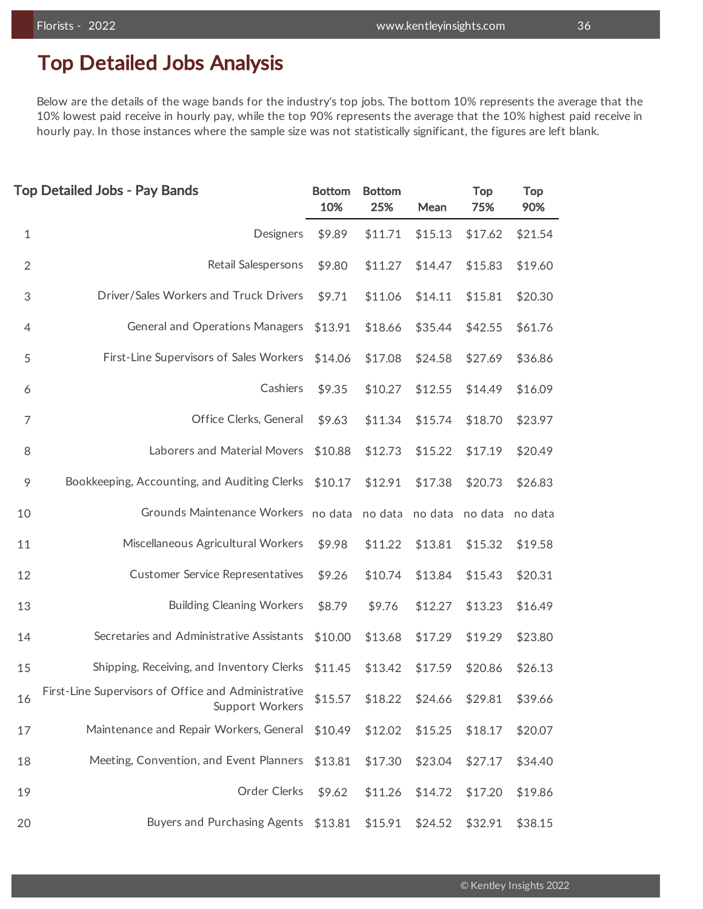# Top Detailed Jobs Analysis

Below are the details of the wage bands for the industry's top jobs. The bottom 10% represents the average that the 10% lowest paid receive in hourly pay, while the top 90% represents the average that the 10% highest paid receive in hourly pay. In those instances where the sample size was not statistically significant, the figures are left blank.

| | Top Detailed Jobs - Pay Bands | Bottom 10% | Bottom 25% | Mean | Top 75% | Top 90% |
|---|---|---|---|---|---|---|
| 1 | Designers | $9.89 | $11.71 | $15.13 | $17.62 | $21.54 |
| 2 | Retail Salespersons | $9.80 | $11.27 | $14.47 | $15.83 | $19.60 |
| 3 | Driver/Sales Workers and Truck Drivers | $9.71 | $11.06 | $14.11 | $15.81 | $20.30 |
| 4 | General and Operations Managers | $13.91 | $18.66 | $35.44 | $42.55 | $61.76 |
| 5 | First-Line Supervisors of Sales Workers | $14.06 | $17.08 | $24.58 | $27.69 | $36.86 |
| 6 | Cashiers | $9.35 | $10.27 | $12.55 | $14.49 | $16.09 |
| 7 | Office Clerks, General | $9.63 | $11.34 | $15.74 | $18.70 | $23.97 |
| 8 | Laborers and Material Movers | $10.88 | $12.73 | $15.22 | $17.19 | $20.49 |
| 9 | Bookkeeping, Accounting, and Auditing Clerks | $10.17 | $12.91 | $17.38 | $20.73 | $26.83 |
| 10 | Grounds Maintenance Workers | no data | no data | no data | no data | no data |
| 11 | Miscellaneous Agricultural Workers | $9.98 | $11.22 | $13.81 | $15.32 | $19.58 |
| 12 | Customer Service Representatives | $9.26 | $10.74 | $13.84 | $15.43 | $20.31 |
| 13 | Building Cleaning Workers | $8.79 | $9.76 | $12.27 | $13.23 | $16.49 |
| 14 | Secretaries and Administrative Assistants | $10.00 | $13.68 | $17.29 | $19.29 | $23.80 |
| 15 | Shipping, Receiving, and Inventory Clerks | $11.45 | $13.42 | $17.59 | $20.86 | $26.13 |
| 16 | First-Line Supervisors of Office and Administrative Support Workers | $15.57 | $18.22 | $24.66 | $29.81 | $39.66 |
| 17 | Maintenance and Repair Workers, General | $10.49 | $12.02 | $15.25 | $18.17 | $20.07 |
| 18 | Meeting, Convention, and Event Planners | $13.81 | $17.30 | $23.04 | $27.17 | $34.40 |
| 19 | Order Clerks | $9.62 | $11.26 | $14.72 | $17.20 | $19.86 |
| 20 | Buyers and Purchasing Agents | $13.81 | $15.91 | $24.52 | $32.91 | $38.15 |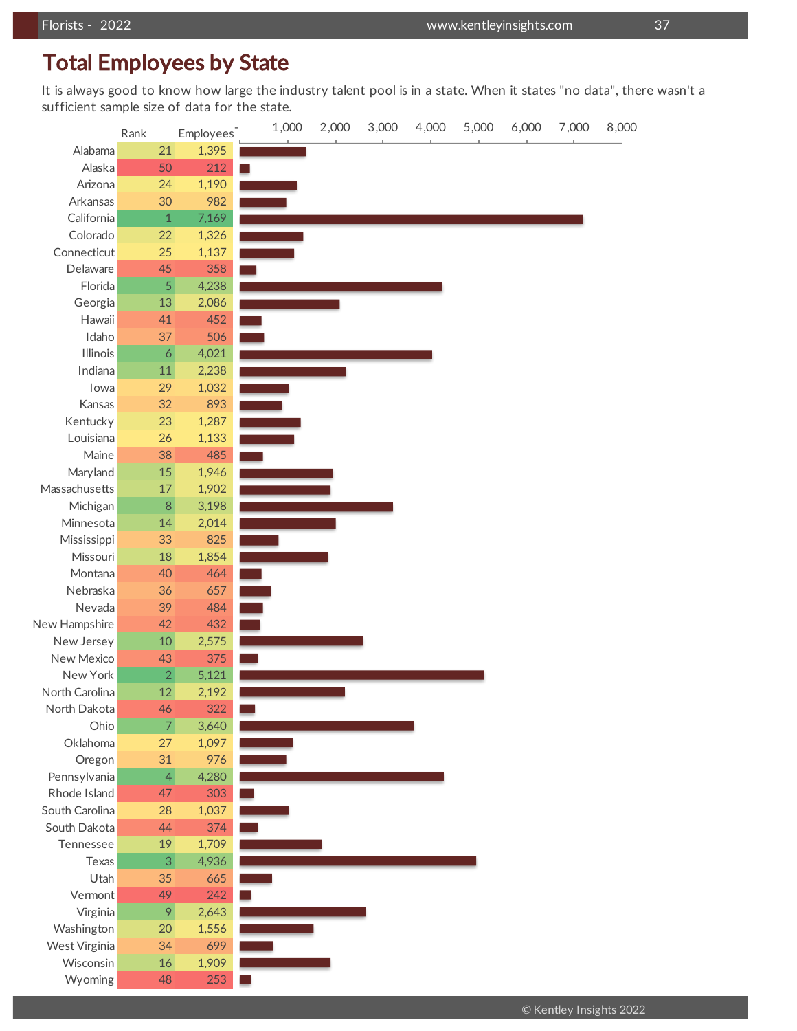# Total Employees by State

It is always good to know how large the industry talent pool is in a state. When it states "no data", there wasn't a sufficient sample size of data for the state.

| State | Rank | Employees |
|---|---|---|
| Alabama | 21 | 1,395 |
| Alaska | 50 | 212 |
| Arizona | 24 | 1,190 |
| Arkansas | 30 | 982 |
| California | 1 | 7,169 |
| Colorado | 22 | 1,326 |
| Connecticut | 25 | 1,137 |
| Delaware | 45 | 358 |
| Florida | 5 | 4,238 |
| Georgia | 13 | 2,086 |
| Hawaii | 41 | 452 |
| Idaho | 37 | 506 |
| Illinois | 6 | 4,021 |
| Indiana | 11 | 2,238 |
| Iowa | 29 | 1,032 |
| Kansas | 32 | 893 |
| Kentucky | 23 | 1,287 |
| Louisiana | 26 | 1,133 |
| Maine | 38 | 485 |
| Maryland | 15 | 1,946 |
| Massachusetts | 17 | 1,902 |
| Michigan | 8 | 3,198 |
| Minnesota | 14 | 2,014 |
| Mississippi | 33 | 825 |
| Missouri | 18 | 1,854 |
| Montana | 40 | 464 |
| Nebraska | 36 | 657 |
| Nevada | 39 | 484 |
| New Hampshire | 42 | 432 |
| New Jersey | 10 | 2,575 |
| New Mexico | 43 | 375 |
| New York | 2 | 5,121 |
| North Carolina | 12 | 2,192 |
| North Dakota | 46 | 322 |
| Ohio | 7 | 3,640 |
| Oklahoma | 27 | 1,097 |
| Oregon | 31 | 976 |
| Pennsylvania | 4 | 4,280 |
| Rhode Island | 47 | 303 |
| South Carolina | 28 | 1,037 |
| South Dakota | 44 | 374 |
| Tennessee | 19 | 1,709 |
| Texas | 3 | 4,936 |
| Utah | 35 | 665 |
| Vermont | 49 | 242 |
| Virginia | 9 | 2,643 |
| Washington | 20 | 1,556 |
| West Virginia | 34 | 699 |
| Wisconsin | 16 | 1,909 |
| Wyoming | 48 | 253 |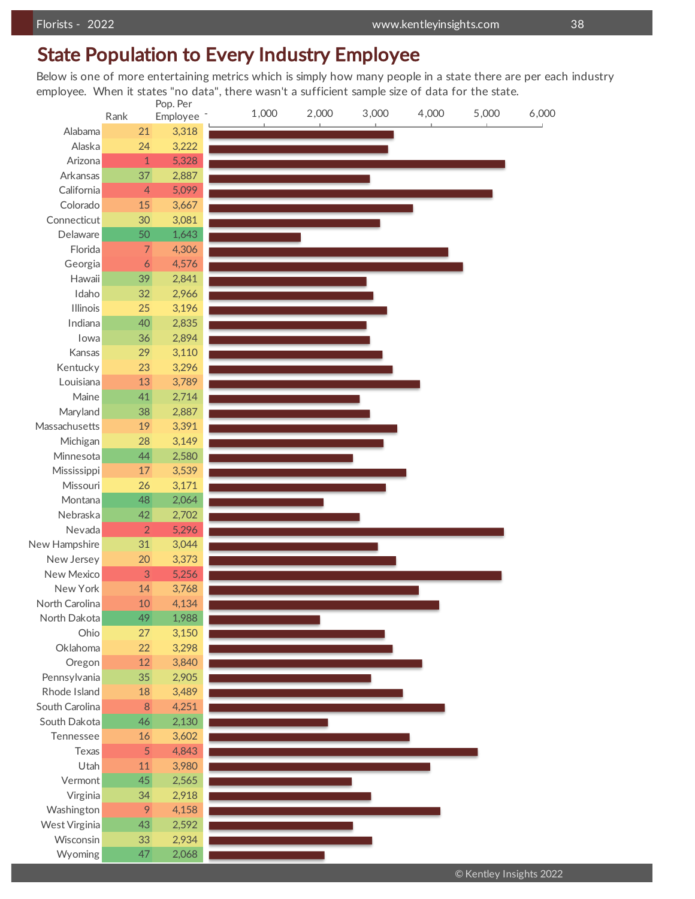## State Population to Every Industry Employee

Below is one of more entertaining metrics which is simply how many people in a state there are per each industry employee. When it states "no data", there wasn't a sufficient sample size of data for the state.

| State | Rank | Pop. Per Employee |
|---|---|---|
| Alabama | 21 | 3,318 |
| Alaska | 24 | 3,222 |
| Arizona | 1 | 5,328 |
| Arkansas | 37 | 2,887 |
| California | 4 | 5,099 |
| Colorado | 15 | 3,667 |
| Connecticut | 30 | 3,081 |
| Delaware | 50 | 1,643 |
| Florida | 7 | 4,306 |
| Georgia | 6 | 4,576 |
| Hawaii | 39 | 2,841 |
| Idaho | 32 | 2,966 |
| Illinois | 25 | 3,196 |
| Indiana | 40 | 2,835 |
| Iowa | 36 | 2,894 |
| Kansas | 29 | 3,110 |
| Kentucky | 23 | 3,296 |
| Louisiana | 13 | 3,789 |
| Maine | 41 | 2,714 |
| Maryland | 38 | 2,887 |
| Massachusetts | 19 | 3,391 |
| Michigan | 28 | 3,149 |
| Minnesota | 44 | 2,580 |
| Mississippi | 17 | 3,539 |
| Missouri | 26 | 3,171 |
| Montana | 48 | 2,064 |
| Nebraska | 42 | 2,702 |
| Nevada | 2 | 5,296 |
| New Hampshire | 31 | 3,044 |
| New Jersey | 20 | 3,373 |
| New Mexico | 3 | 5,256 |
| New York | 14 | 3,768 |
| North Carolina | 10 | 4,134 |
| North Dakota | 49 | 1,988 |
| Ohio | 27 | 3,150 |
| Oklahoma | 22 | 3,298 |
| Oregon | 12 | 3,840 |
| Pennsylvania | 35 | 2,905 |
| Rhode Island | 18 | 3,489 |
| South Carolina | 8 | 4,251 |
| South Dakota | 46 | 2,130 |
| Tennessee | 16 | 3,602 |
| Texas | 5 | 4,843 |
| Utah | 11 | 3,980 |
| Vermont | 45 | 2,565 |
| Virginia | 34 | 2,918 |
| Washington | 9 | 4,158 |
| West Virginia | 43 | 2,592 |
| Wisconsin | 33 | 2,934 |
| Wyoming | 47 | 2,068 |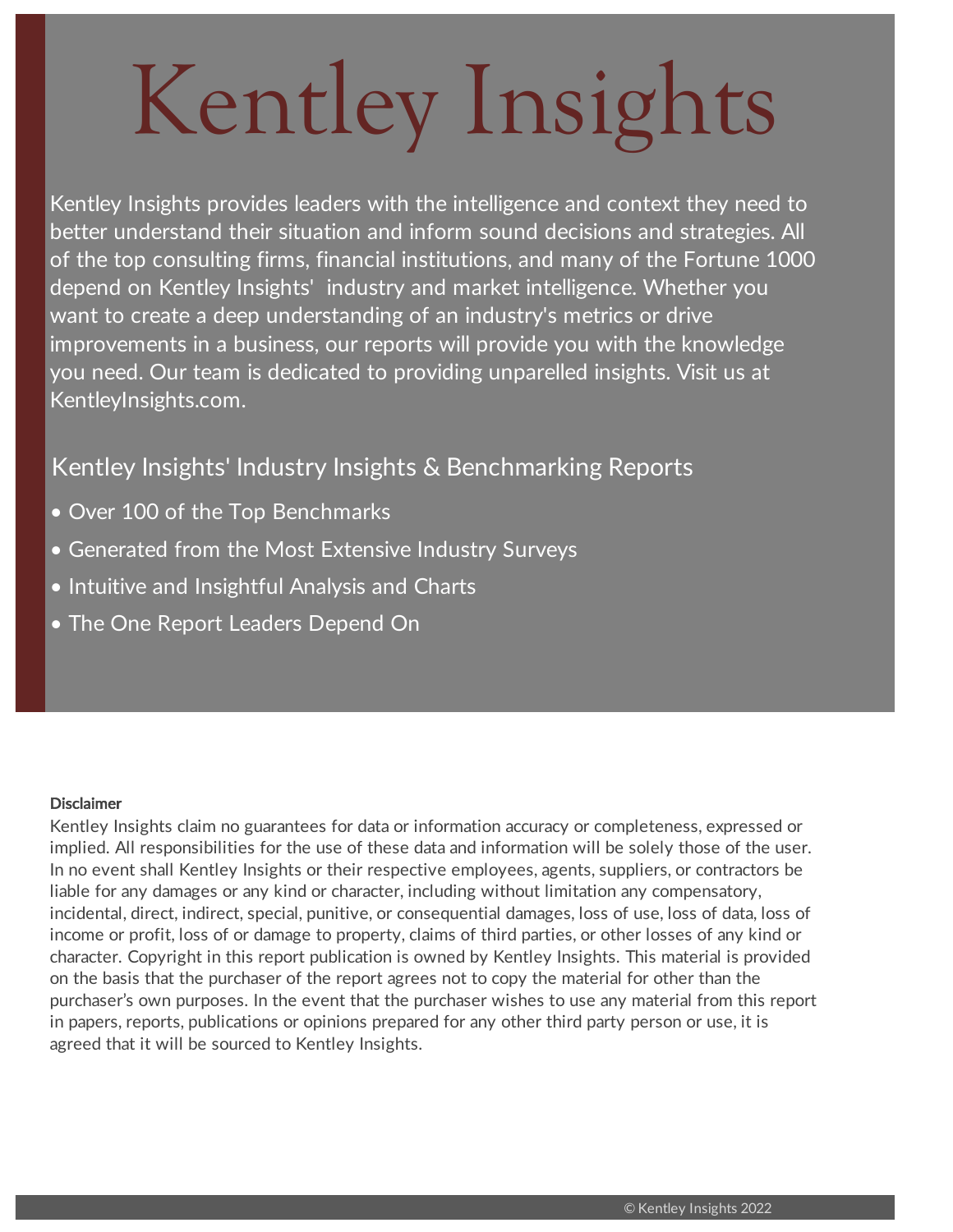# Kentley Insights

Kentley Insights provides leaders with the intelligence and context they need to better understand their situation and inform sound decisions and strategies. All of the top consulting firms, financial institutions, and many of the Fortune 1000 depend on Kentley Insights' industry and market intelligence. Whether you want to create a deep understanding of an industry's metrics or drive improvements in a business, our reports will provide you with the knowledge you need. Our team is dedicated to providing unparelled insights. Visit us at KentleyInsights.com.

## Kentley Insights' Industry Insights & Benchmarking Reports

- Over 100 of the Top Benchmarks
- Generated from the Most Extensive Industry Surveys
- Intuitive and Insightful Analysis and Charts
- The One Report Leaders Depend On

**Disclaimer**

Kentley Insights claim no guarantees for data or information accuracy or completeness, expressed or implied. All responsibilities for the use of these data and information will be solely those of the user. In no event shall Kentley Insights or their respective employees, agents, suppliers, or contractors be liable for any damages or any kind or character, including without limitation any compensatory, incidental, direct, indirect, special, punitive, or consequential damages, loss of use, loss of data, loss of income or profit, loss of or damage to property, claims of third parties, or other losses of any kind or character. Copyright in this report publication is owned by Kentley Insights. This material is provided on the basis that the purchaser of the report agrees not to copy the material for other than the purchaser's own purposes. In the event that the purchaser wishes to use any material from this report in papers, reports, publications or opinions prepared for any other third party person or use, it is agreed that it will be sourced to Kentley Insights.

© Kentley Insights 2022